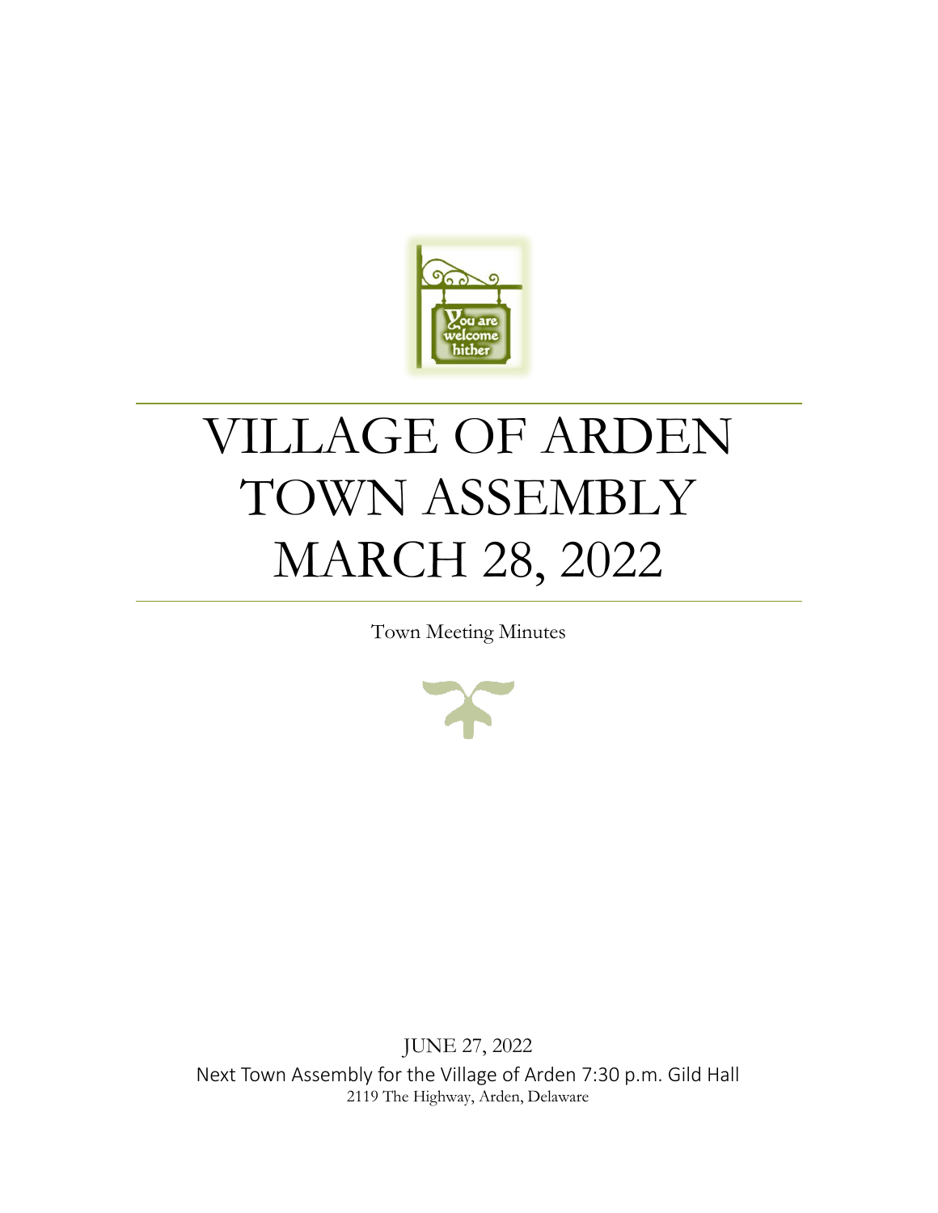# VILLAGE OF ARDEN TOWN ASSEMBLY MARCH 28, 2022

Town Meeting Minutes

JUNE 27, 2022

Next Town Assembly for the Village of Arden 7:30 p.m. Gild Hall

2119 The Highway, Arden, Delaware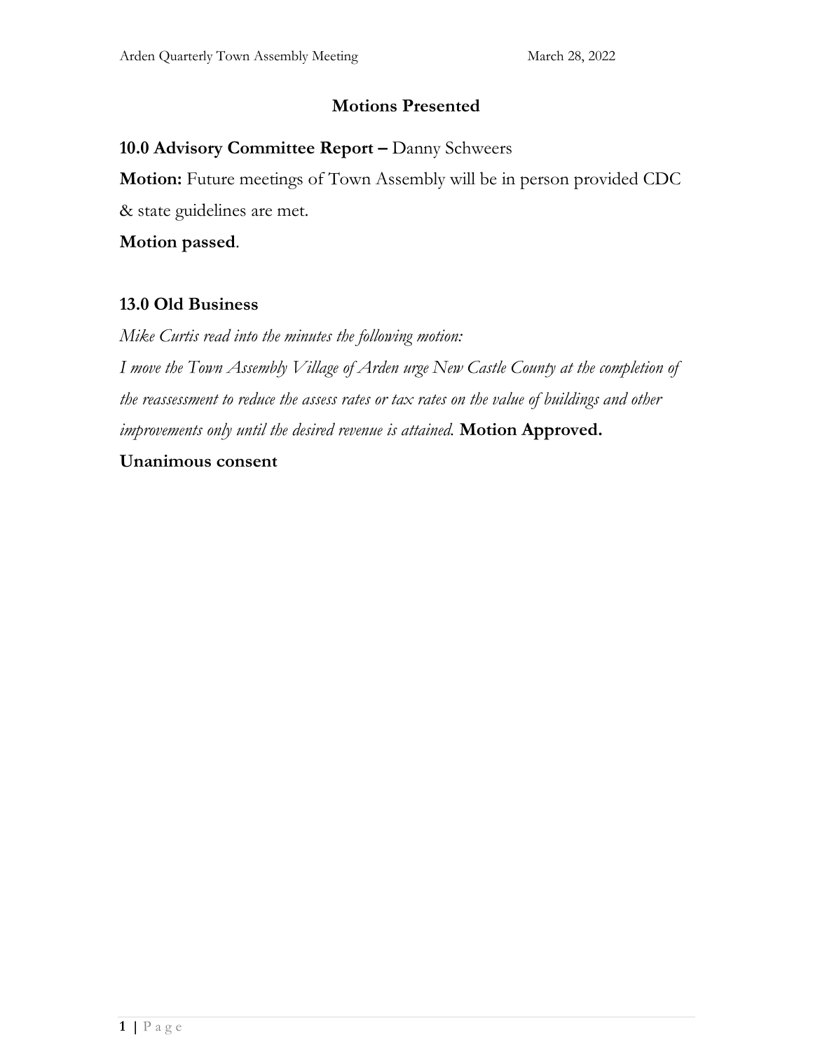## Motions Presented

### 10.0 Advisory Committee Report – Danny Schweers

**Motion:** Future meetings of Town Assembly will be in person provided CDC & state guidelines are met.

**Motion passed**.

### 13.0 Old Business

*Mike Curtis read into the minutes the following motion:*

*I move the Town Assembly Village of Arden urge New Castle County at the completion of the reassessment to reduce the assess rates or tax rates on the value of buildings and other improvements only until the desired revenue is attained.* **Motion Approved.**

**Unanimous consent**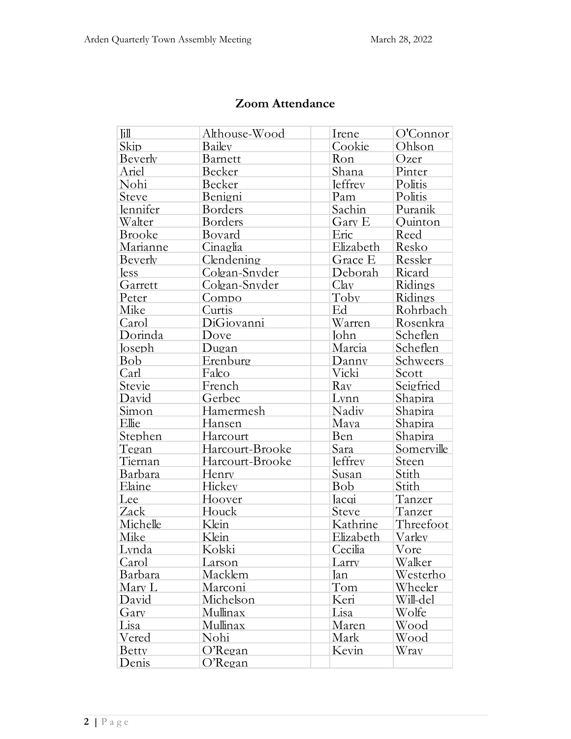## Zoom Attendance

| | | | | |
|---|---|---|---|---|
| Jill | Althouse-Wood | | Irene | O'Connor |
| Skip | Bailey | | Cookie | Ohlson |
| Beverly | Barnett | | Ron | Ozer |
| Ariel | Becker | | Shana | Pinter |
| Nohi | Becker | | Jeffrey | Politis |
| Steve | Benigni | | Pam | Politis |
| Jennifer | Borders | | Sachin | Puranik |
| Walter | Borders | | Gary E | Quinton |
| Brooke | Bovard | | Eric | Reed |
| Marianne | Cinaglia | | Elizabeth | Resko |
| Beverly | Clendening | | Grace E | Ressler |
| Jess | Colgan-Snyder | | Deborah | Ricard |
| Garrett | Colgan-Snyder | | Clay | Ridings |
| Peter | Compo | | Toby | Ridings |
| Mike | Curtis | | Ed | Rohrbach |
| Carol | DiGiovanni | | Warren | Rosenkra |
| Dorinda | Dove | | John | Scheflen |
| Joseph | Dugan | | Marcia | Scheflen |
| Bob | Erenburg | | Danny | Schweers |
| Carl | Falco | | Vicki | Scott |
| Stevie | French | | Ray | Seigfried |
| David | Gerbec | | Lynn | Shapira |
| Simon | Hamermesh | | Nadiv | Shapira |
| Ellie | Hansen | | Maya | Shapira |
| Stephen | Harcourt | | Ben | Shapira |
| Tegan | Harcourt-Brooke | | Sara | Somerville |
| Tiernan | Harcourt-Brooke | | Jeffrey | Steen |
| Barbara | Henry | | Susan | Stith |
| Elaine | Hickey | | Bob | Stith |
| Lee | Hoover | | Jacqi | Tanzer |
| Zack | Houck | | Steve | Tanzer |
| Michelle | Klein | | Kathrine | Threefoot |
| Mike | Klein | | Elizabeth | Varley |
| Lynda | Kolski | | Cecilia | Vore |
| Carol | Larson | | Larry | Walker |
| Barbara | Macklem | | Jan | Westerho |
| Mary L | Marconi | | Tom | Wheeler |
| David | Michelson | | Keri | Will-del |
| Gary | Mullinax | | Lisa | Wolfe |
| Lisa | Mullinax | | Maren | Wood |
| Vered | Nohi | | Mark | Wood |
| Betty | O'Regan | | Kevin | Wray |
| Denis | O'Regan | | | |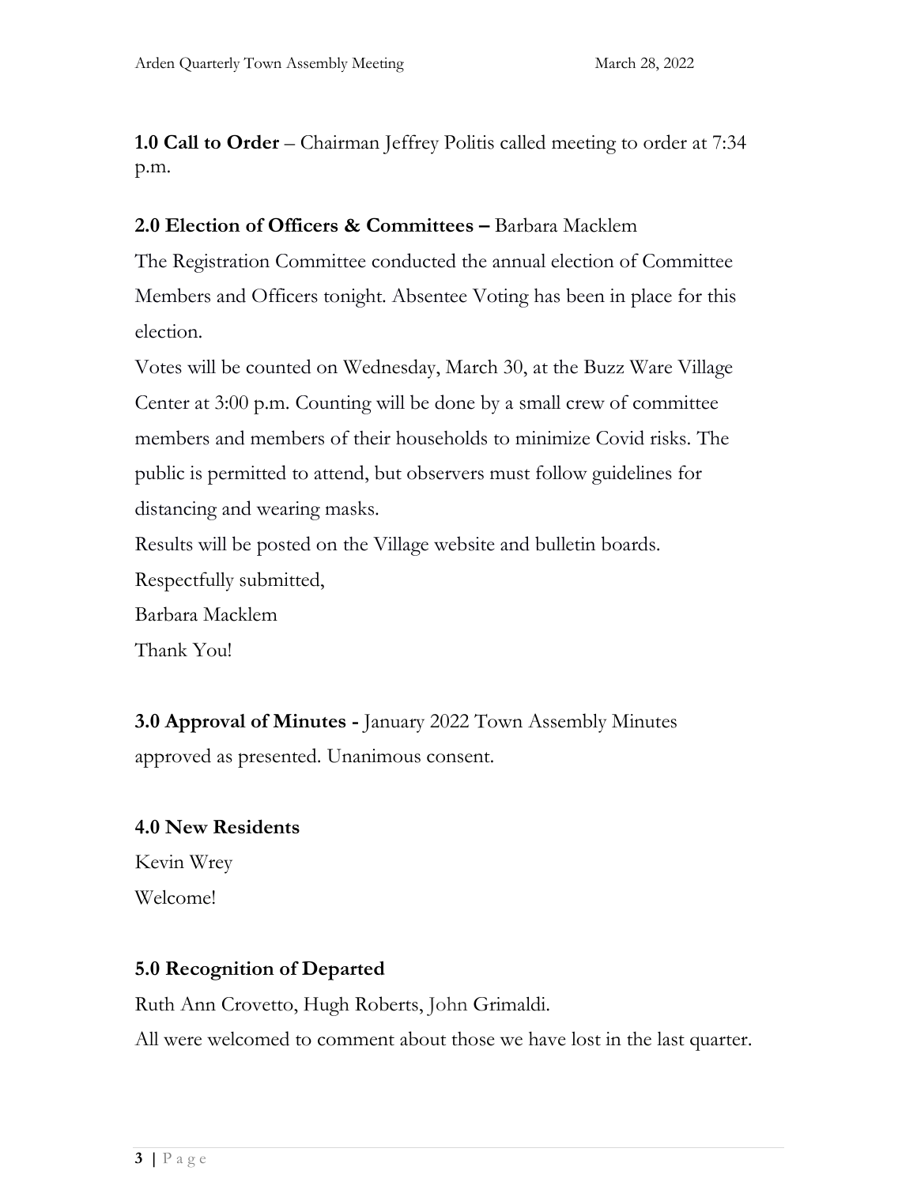**1.0 Call to Order** – Chairman Jeffrey Politis called meeting to order at 7:34 p.m.

**2.0 Election of Officers & Committees –** Barbara Macklem

The Registration Committee conducted the annual election of Committee Members and Officers tonight. Absentee Voting has been in place for this election.

Votes will be counted on Wednesday, March 30, at the Buzz Ware Village Center at 3:00 p.m. Counting will be done by a small crew of committee members and members of their households to minimize Covid risks. The public is permitted to attend, but observers must follow guidelines for distancing and wearing masks.

Results will be posted on the Village website and bulletin boards.

Respectfully submitted,

Barbara Macklem

Thank You!

**3.0 Approval of Minutes -** January 2022 Town Assembly Minutes approved as presented. Unanimous consent.

**4.0 New Residents**

Kevin Wrey

Welcome!

**5.0 Recognition of Departed**

Ruth Ann Crovetto, Hugh Roberts, John Grimaldi.

All were welcomed to comment about those we have lost in the last quarter.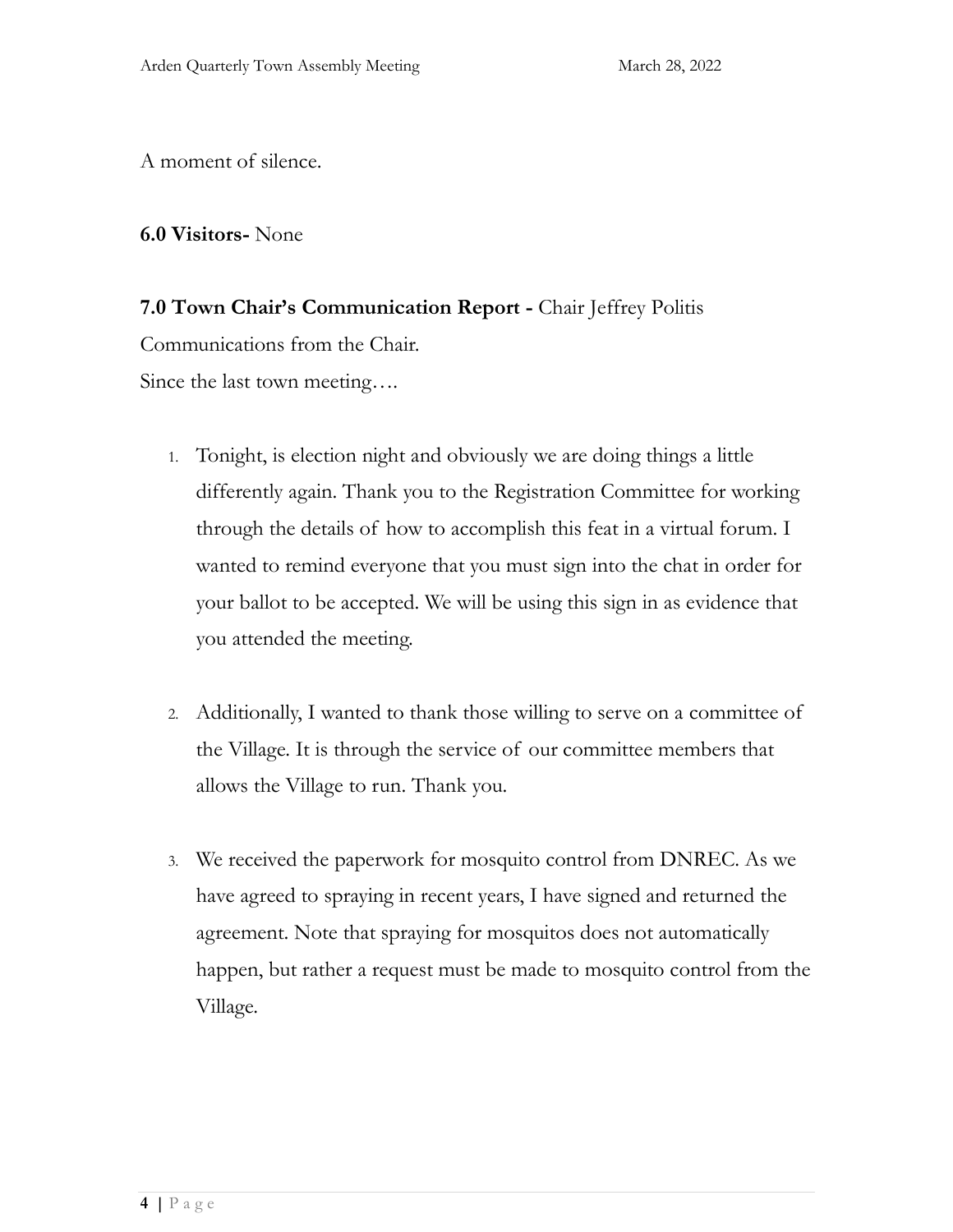A moment of silence.

**6.0 Visitors-** None

**7.0 Town Chair's Communication Report -** Chair Jeffrey Politis

Communications from the Chair.

Since the last town meeting….

1. Tonight, is election night and obviously we are doing things a little differently again. Thank you to the Registration Committee for working through the details of how to accomplish this feat in a virtual forum. I wanted to remind everyone that you must sign into the chat in order for your ballot to be accepted. We will be using this sign in as evidence that you attended the meeting.

2. Additionally, I wanted to thank those willing to serve on a committee of the Village. It is through the service of our committee members that allows the Village to run. Thank you.

3. We received the paperwork for mosquito control from DNREC. As we have agreed to spraying in recent years, I have signed and returned the agreement. Note that spraying for mosquitos does not automatically happen, but rather a request must be made to mosquito control from the Village.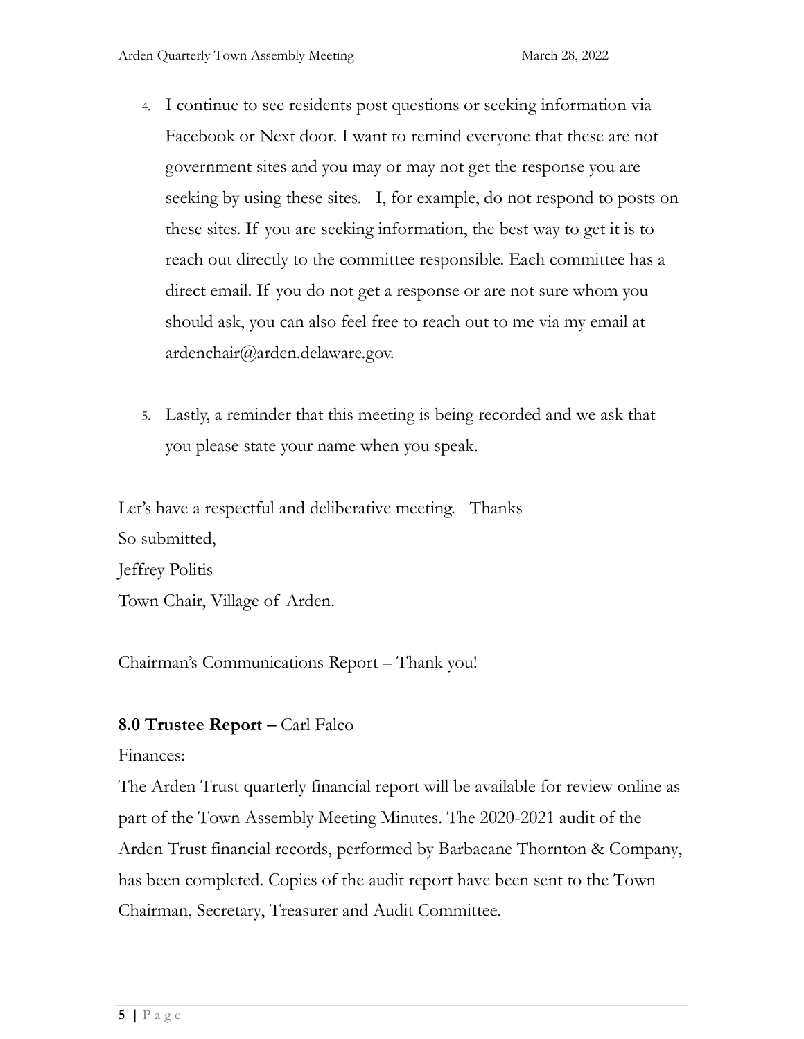4. I continue to see residents post questions or seeking information via Facebook or Next door. I want to remind everyone that these are not government sites and you may or may not get the response you are seeking by using these sites. I, for example, do not respond to posts on these sites. If you are seeking information, the best way to get it is to reach out directly to the committee responsible. Each committee has a direct email. If you do not get a response or are not sure whom you should ask, you can also feel free to reach out to me via my email at ardenchair@arden.delaware.gov.

5. Lastly, a reminder that this meeting is being recorded and we ask that you please state your name when you speak.

Let's have a respectful and deliberative meeting. Thanks

So submitted,

Jeffrey Politis

Town Chair, Village of Arden.

Chairman's Communications Report – Thank you!

**8.0 Trustee Report –** Carl Falco

Finances:

The Arden Trust quarterly financial report will be available for review online as part of the Town Assembly Meeting Minutes. The 2020-2021 audit of the Arden Trust financial records, performed by Barbacane Thornton & Company, has been completed. Copies of the audit report have been sent to the Town Chairman, Secretary, Treasurer and Audit Committee.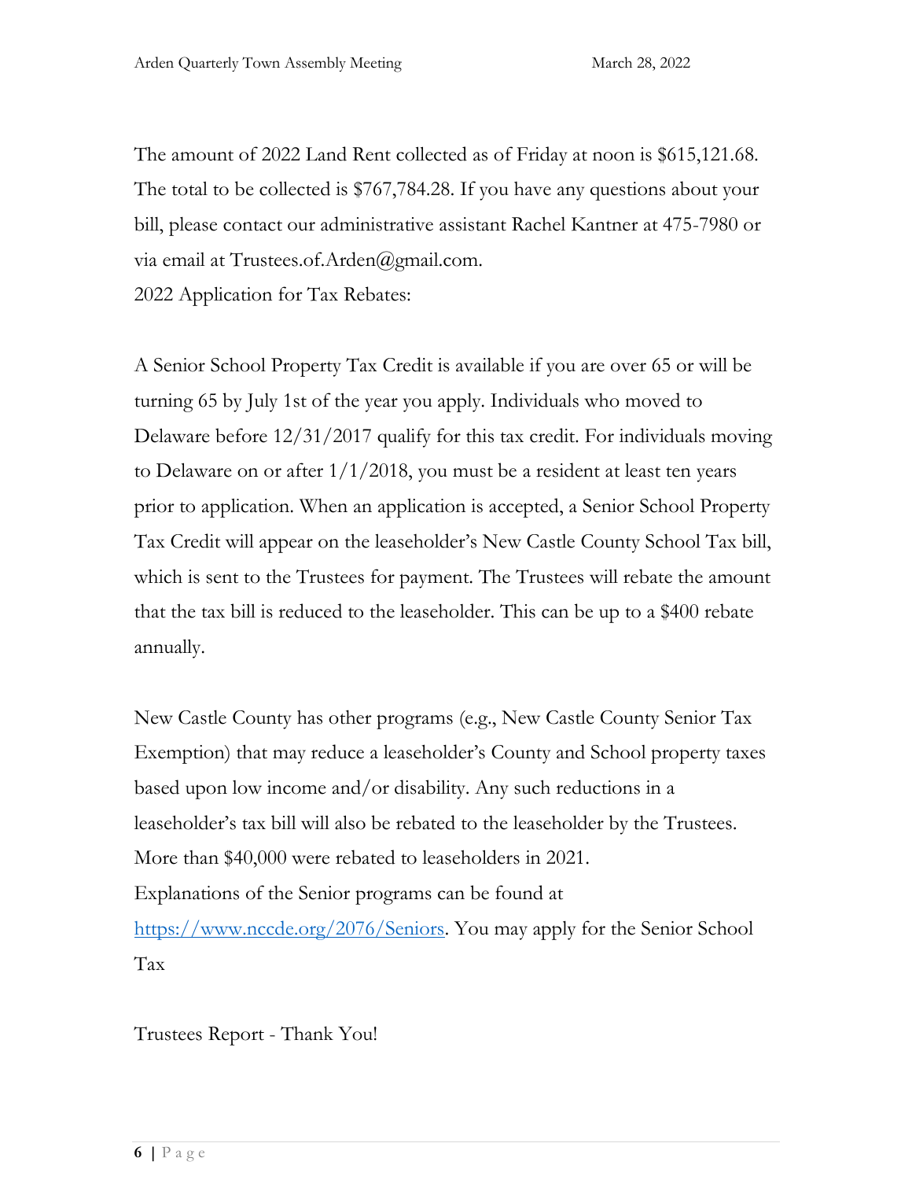The amount of 2022 Land Rent collected as of Friday at noon is $615,121.68. The total to be collected is $767,784.28. If you have any questions about your bill, please contact our administrative assistant Rachel Kantner at 475-7980 or via email at Trustees.of.Arden@gmail.com.

2022 Application for Tax Rebates:

A Senior School Property Tax Credit is available if you are over 65 or will be turning 65 by July 1st of the year you apply. Individuals who moved to Delaware before 12/31/2017 qualify for this tax credit. For individuals moving to Delaware on or after 1/1/2018, you must be a resident at least ten years prior to application. When an application is accepted, a Senior School Property Tax Credit will appear on the leaseholder's New Castle County School Tax bill, which is sent to the Trustees for payment. The Trustees will rebate the amount that the tax bill is reduced to the leaseholder. This can be up to a $400 rebate annually.

New Castle County has other programs (e.g., New Castle County Senior Tax Exemption) that may reduce a leaseholder's County and School property taxes based upon low income and/or disability. Any such reductions in a leaseholder's tax bill will also be rebated to the leaseholder by the Trustees. More than $40,000 were rebated to leaseholders in 2021.

Explanations of the Senior programs can be found at [https://www.nccde.org/2076/Seniors](https://www.nccde.org/2076/Seniors). You may apply for the Senior School Tax

Trustees Report - Thank You!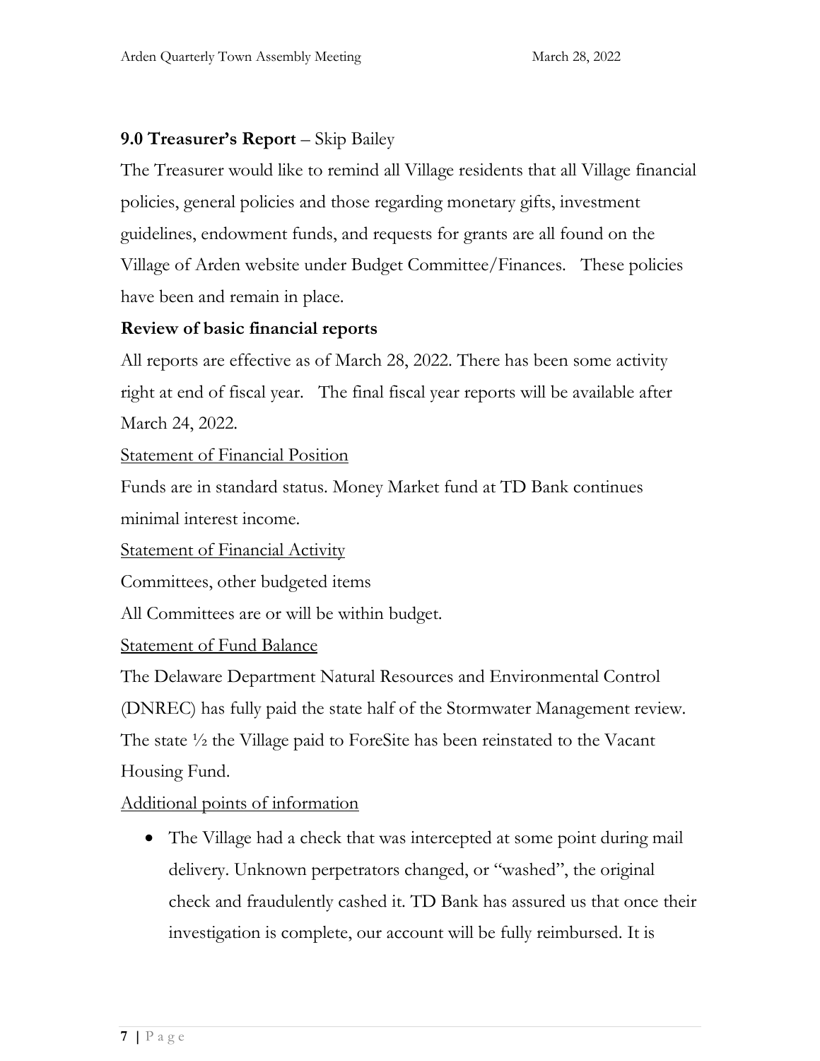**9.0 Treasurer's Report** – Skip Bailey

The Treasurer would like to remind all Village residents that all Village financial policies, general policies and those regarding monetary gifts, investment guidelines, endowment funds, and requests for grants are all found on the Village of Arden website under Budget Committee/Finances. These policies have been and remain in place.

**Review of basic financial reports**

All reports are effective as of March 28, 2022. There has been some activity right at end of fiscal year. The final fiscal year reports will be available after March 24, 2022.

<u>Statement of Financial Position</u>

Funds are in standard status. Money Market fund at TD Bank continues minimal interest income.

<u>Statement of Financial Activity</u>

Committees, other budgeted items

All Committees are or will be within budget.

<u>Statement of Fund Balance</u>

The Delaware Department Natural Resources and Environmental Control (DNREC) has fully paid the state half of the Stormwater Management review. The state ½ the Village paid to ForeSite has been reinstated to the Vacant Housing Fund.

<u>Additional points of information</u>

- The Village had a check that was intercepted at some point during mail delivery. Unknown perpetrators changed, or "washed", the original check and fraudulently cashed it. TD Bank has assured us that once their investigation is complete, our account will be fully reimbursed. It is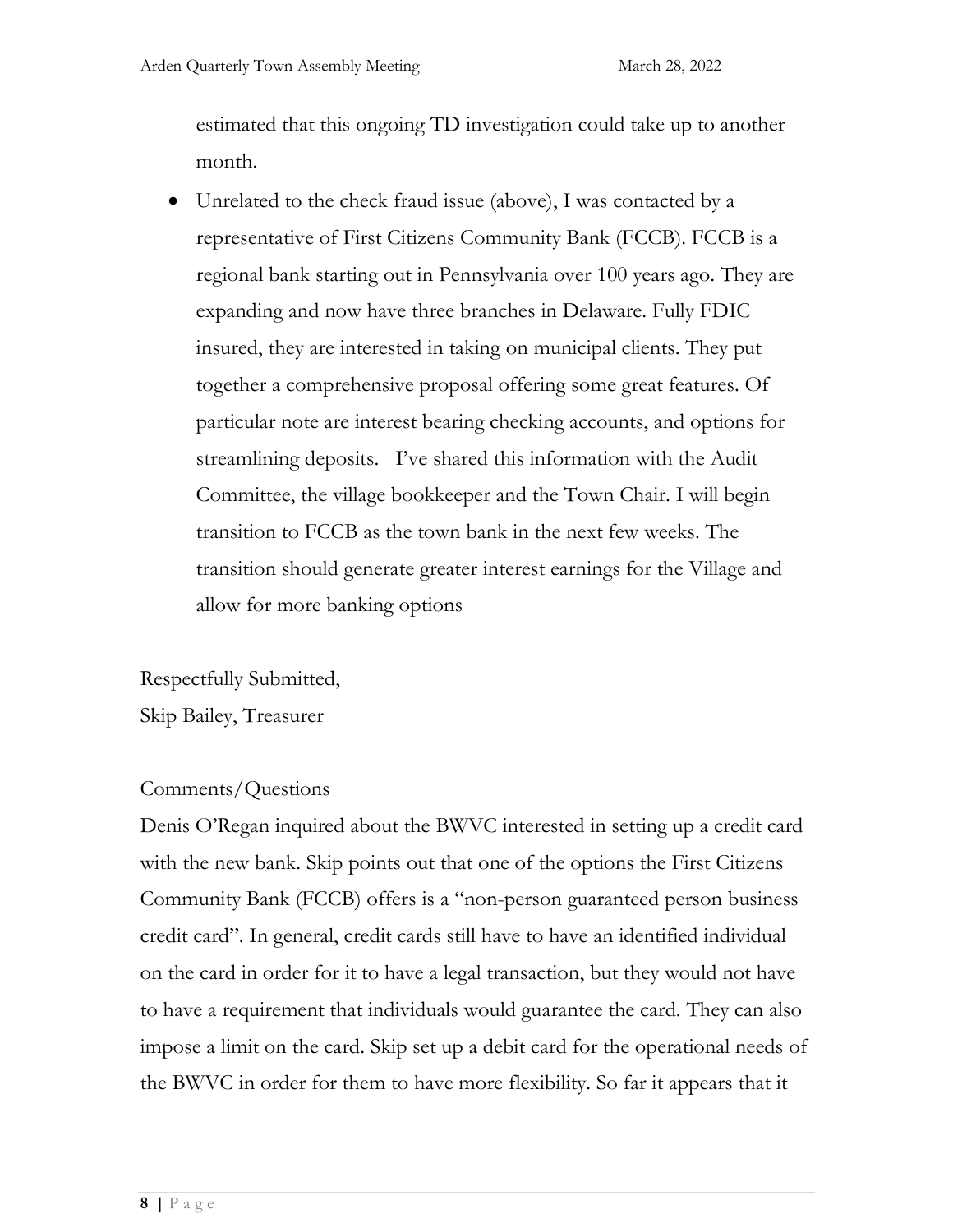estimated that this ongoing TD investigation could take up to another month.

- Unrelated to the check fraud issue (above), I was contacted by a representative of First Citizens Community Bank (FCCB). FCCB is a regional bank starting out in Pennsylvania over 100 years ago. They are expanding and now have three branches in Delaware. Fully FDIC insured, they are interested in taking on municipal clients. They put together a comprehensive proposal offering some great features. Of particular note are interest bearing checking accounts, and options for streamlining deposits. I've shared this information with the Audit Committee, the village bookkeeper and the Town Chair. I will begin transition to FCCB as the town bank in the next few weeks. The transition should generate greater interest earnings for the Village and allow for more banking options

Respectfully Submitted,
Skip Bailey, Treasurer

Comments/Questions

Denis O'Regan inquired about the BWVC interested in setting up a credit card with the new bank. Skip points out that one of the options the First Citizens Community Bank (FCCB) offers is a "non-person guaranteed person business credit card". In general, credit cards still have to have an identified individual on the card in order for it to have a legal transaction, but they would not have to have a requirement that individuals would guarantee the card. They can also impose a limit on the card. Skip set up a debit card for the operational needs of the BWVC in order for them to have more flexibility. So far it appears that it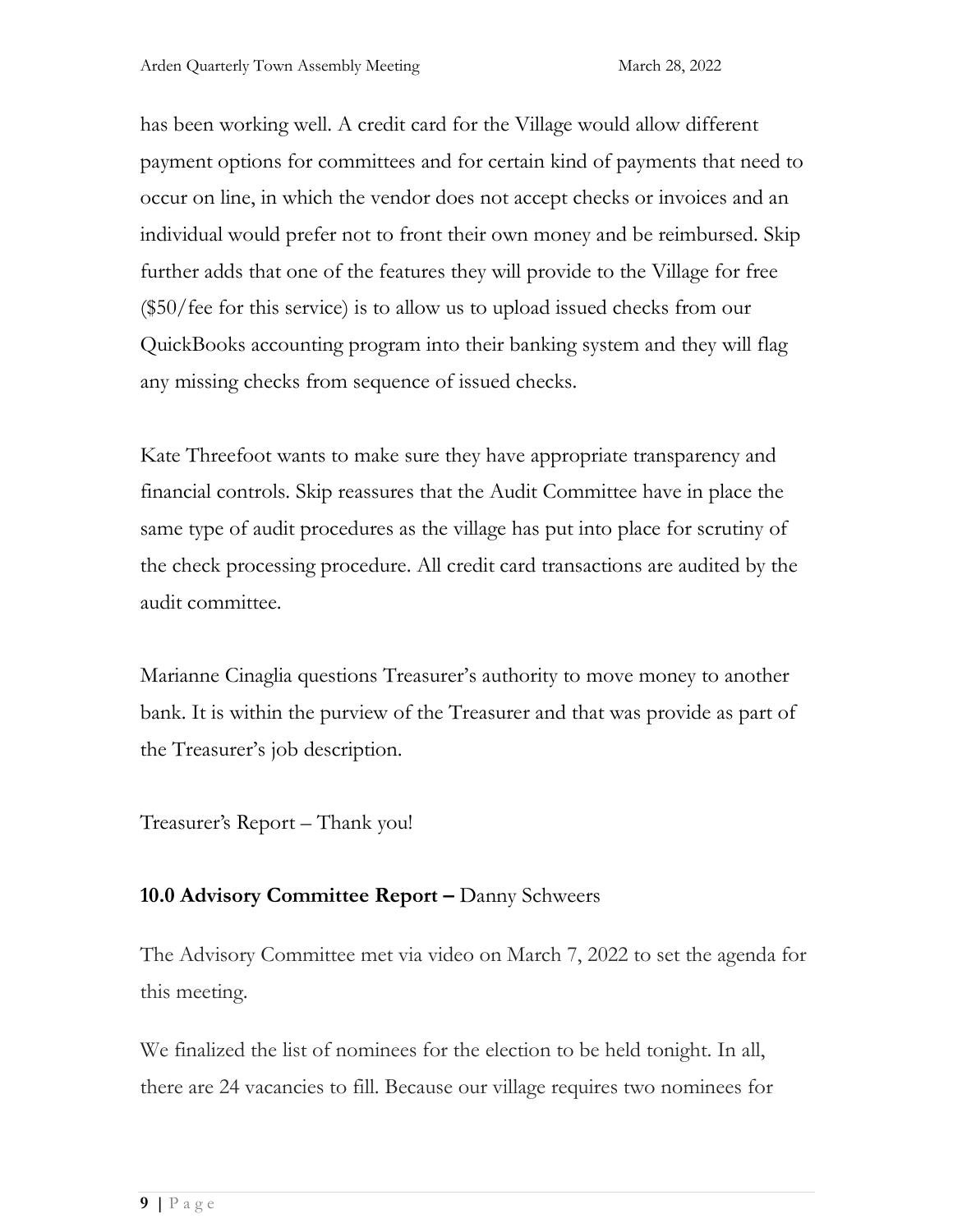has been working well. A credit card for the Village would allow different payment options for committees and for certain kind of payments that need to occur on line, in which the vendor does not accept checks or invoices and an individual would prefer not to front their own money and be reimbursed. Skip further adds that one of the features they will provide to the Village for free ($50/fee for this service) is to allow us to upload issued checks from our QuickBooks accounting program into their banking system and they will flag any missing checks from sequence of issued checks.

Kate Threefoot wants to make sure they have appropriate transparency and financial controls. Skip reassures that the Audit Committee have in place the same type of audit procedures as the village has put into place for scrutiny of the check processing procedure. All credit card transactions are audited by the audit committee.

Marianne Cinaglia questions Treasurer's authority to move money to another bank. It is within the purview of the Treasurer and that was provide as part of the Treasurer's job description.

Treasurer's Report – Thank you!

**10.0 Advisory Committee Report –** Danny Schweers

The Advisory Committee met via video on March 7, 2022 to set the agenda for this meeting.

We finalized the list of nominees for the election to be held tonight. In all, there are 24 vacancies to fill. Because our village requires two nominees for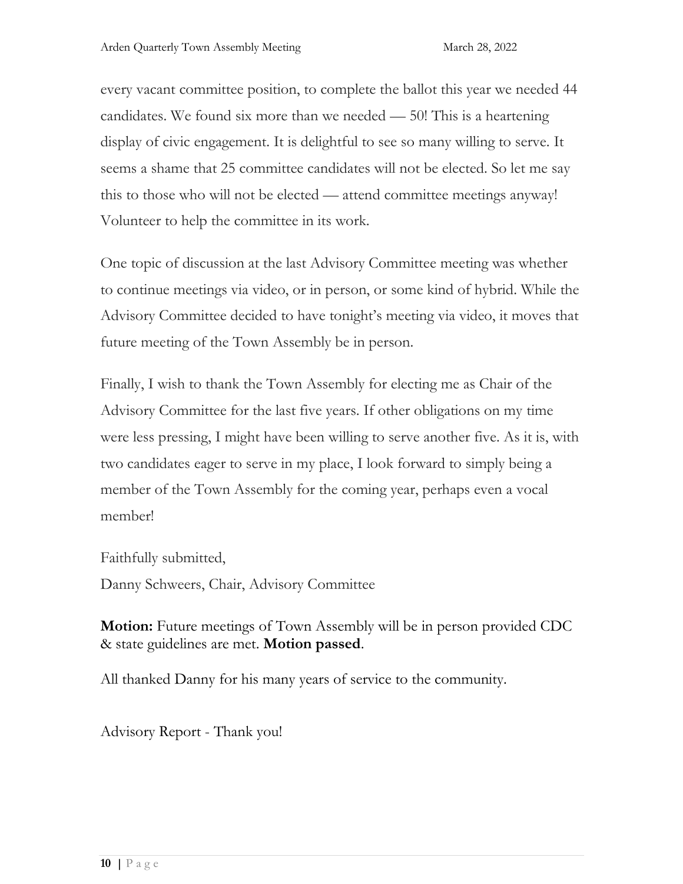every vacant committee position, to complete the ballot this year we needed 44 candidates. We found six more than we needed — 50! This is a heartening display of civic engagement. It is delightful to see so many willing to serve. It seems a shame that 25 committee candidates will not be elected. So let me say this to those who will not be elected — attend committee meetings anyway! Volunteer to help the committee in its work.

One topic of discussion at the last Advisory Committee meeting was whether to continue meetings via video, or in person, or some kind of hybrid. While the Advisory Committee decided to have tonight's meeting via video, it moves that future meeting of the Town Assembly be in person.

Finally, I wish to thank the Town Assembly for electing me as Chair of the Advisory Committee for the last five years. If other obligations on my time were less pressing, I might have been willing to serve another five. As it is, with two candidates eager to serve in my place, I look forward to simply being a member of the Town Assembly for the coming year, perhaps even a vocal member!

Faithfully submitted,
Danny Schweers, Chair, Advisory Committee

**Motion:** Future meetings of Town Assembly will be in person provided CDC & state guidelines are met. **Motion passed**.

All thanked Danny for his many years of service to the community.

Advisory Report - Thank you!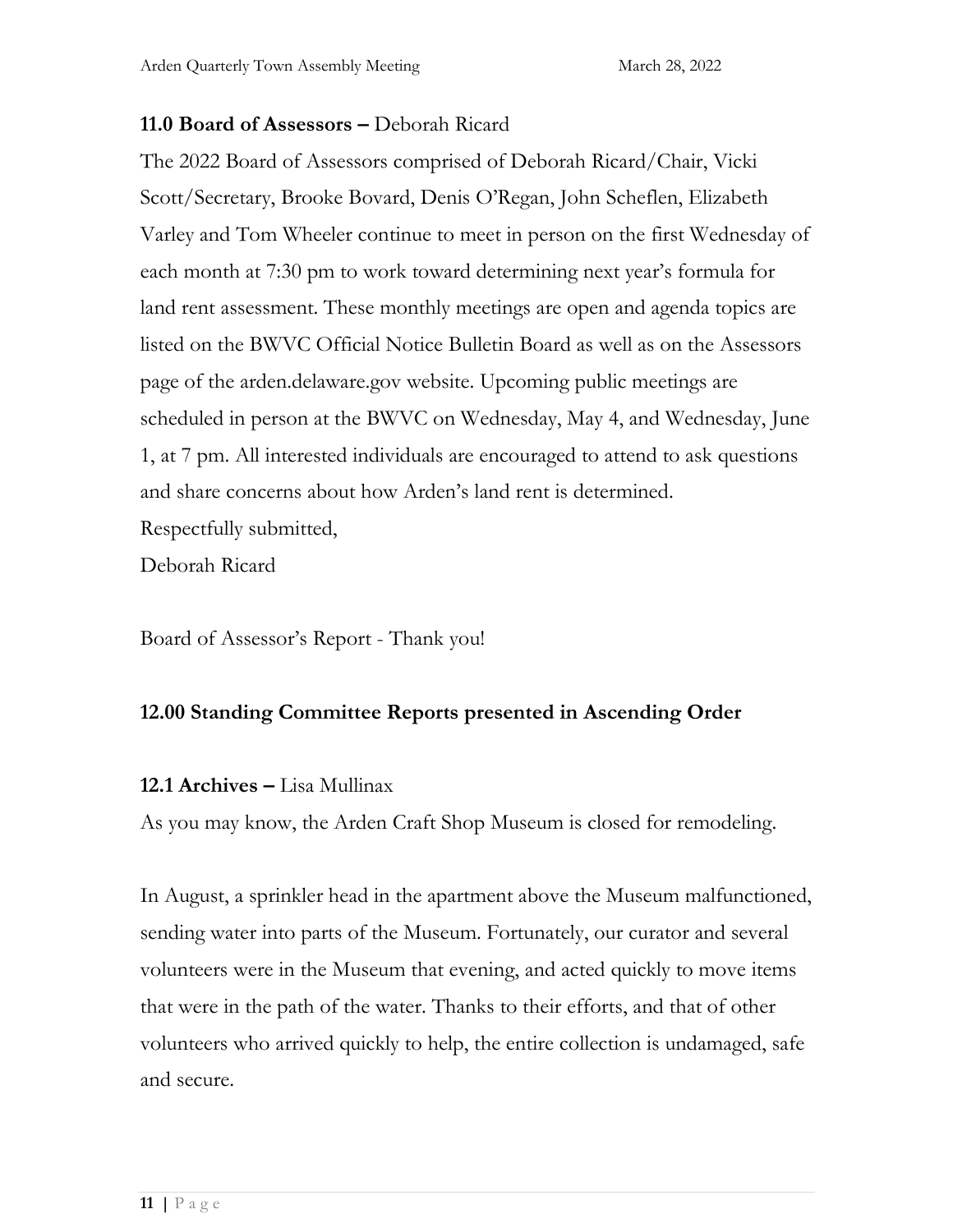**11.0 Board of Assessors –** Deborah Ricard

The 2022 Board of Assessors comprised of Deborah Ricard/Chair, Vicki Scott/Secretary, Brooke Bovard, Denis O'Regan, John Scheflen, Elizabeth Varley and Tom Wheeler continue to meet in person on the first Wednesday of each month at 7:30 pm to work toward determining next year's formula for land rent assessment. These monthly meetings are open and agenda topics are listed on the BWVC Official Notice Bulletin Board as well as on the Assessors page of the arden.delaware.gov website. Upcoming public meetings are scheduled in person at the BWVC on Wednesday, May 4, and Wednesday, June 1, at 7 pm. All interested individuals are encouraged to attend to ask questions and share concerns about how Arden's land rent is determined.

Respectfully submitted,

Deborah Ricard

Board of Assessor's Report - Thank you!

**12.00 Standing Committee Reports presented in Ascending Order**

**12.1 Archives –** Lisa Mullinax

As you may know, the Arden Craft Shop Museum is closed for remodeling.

In August, a sprinkler head in the apartment above the Museum malfunctioned, sending water into parts of the Museum. Fortunately, our curator and several volunteers were in the Museum that evening, and acted quickly to move items that were in the path of the water. Thanks to their efforts, and that of other volunteers who arrived quickly to help, the entire collection is undamaged, safe and secure.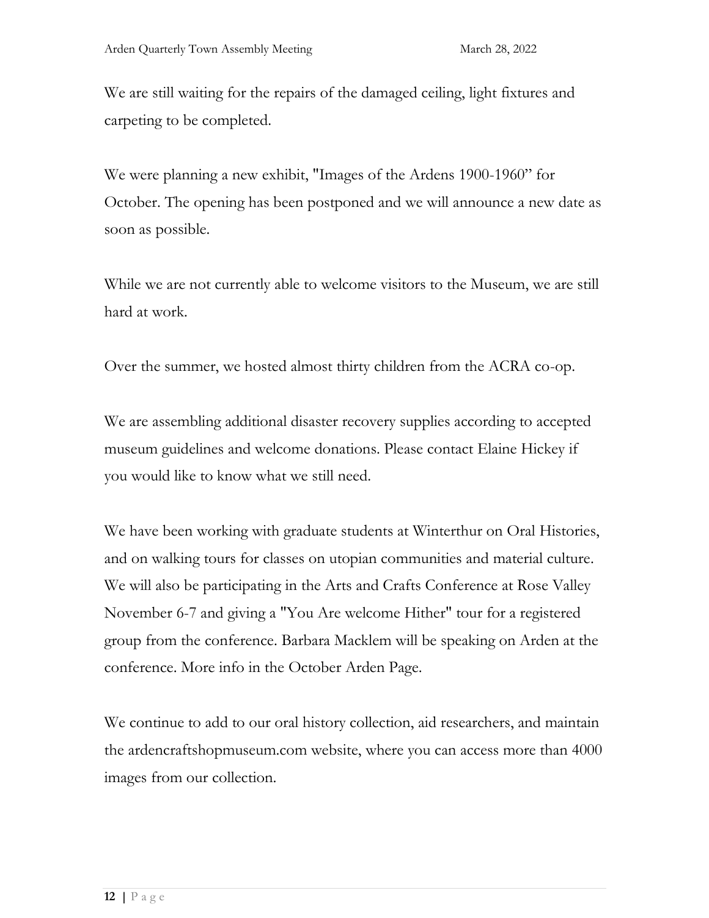We are still waiting for the repairs of the damaged ceiling, light fixtures and carpeting to be completed.

We were planning a new exhibit, "Images of the Ardens 1900-1960" for October. The opening has been postponed and we will announce a new date as soon as possible.

While we are not currently able to welcome visitors to the Museum, we are still hard at work.

Over the summer, we hosted almost thirty children from the ACRA co-op.

We are assembling additional disaster recovery supplies according to accepted museum guidelines and welcome donations. Please contact Elaine Hickey if you would like to know what we still need.

We have been working with graduate students at Winterthur on Oral Histories, and on walking tours for classes on utopian communities and material culture. We will also be participating in the Arts and Crafts Conference at Rose Valley November 6-7 and giving a "You Are welcome Hither" tour for a registered group from the conference. Barbara Macklem will be speaking on Arden at the conference. More info in the October Arden Page.

We continue to add to our oral history collection, aid researchers, and maintain the ardencraftshopmuseum.com website, where you can access more than 4000 images from our collection.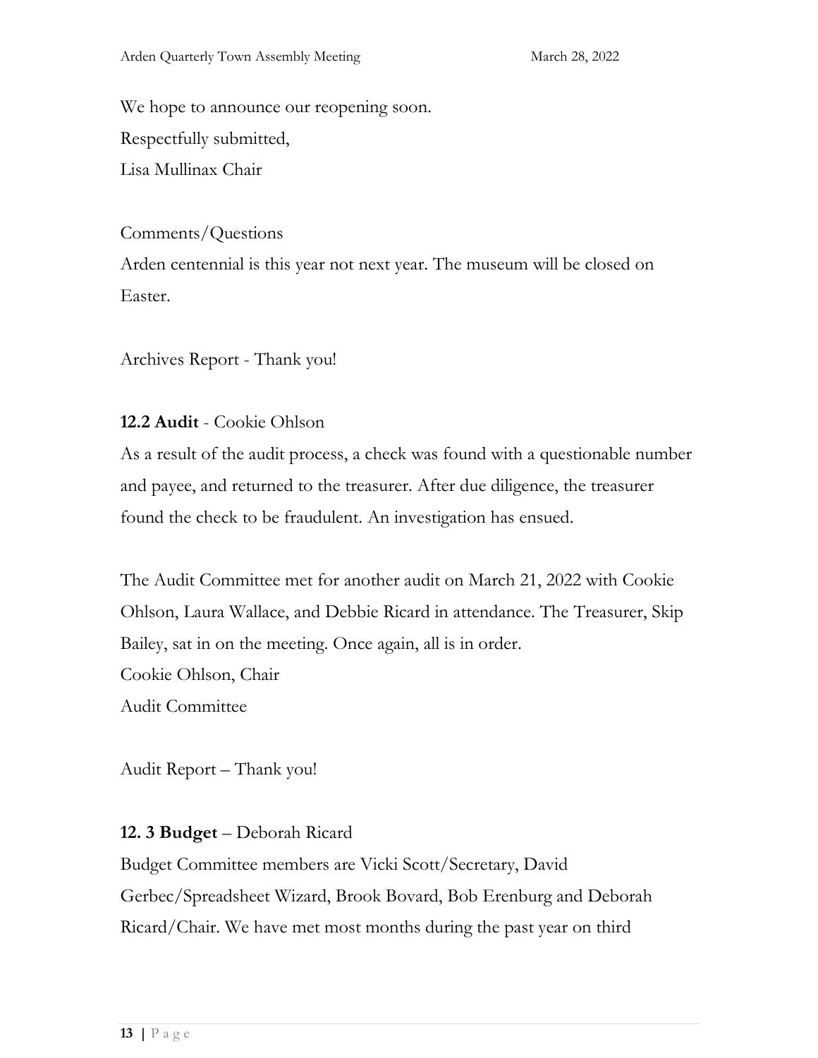We hope to announce our reopening soon.

Respectfully submitted,

Lisa Mullinax Chair

Comments/Questions

Arden centennial is this year not next year. The museum will be closed on Easter.

Archives Report - Thank you!

**12.2 Audit** - Cookie Ohlson

As a result of the audit process, a check was found with a questionable number and payee, and returned to the treasurer. After due diligence, the treasurer found the check to be fraudulent. An investigation has ensued.

The Audit Committee met for another audit on March 21, 2022 with Cookie Ohlson, Laura Wallace, and Debbie Ricard in attendance. The Treasurer, Skip Bailey, sat in on the meeting. Once again, all is in order.

Cookie Ohlson, Chair

Audit Committee

Audit Report – Thank you!

**12. 3 Budget** – Deborah Ricard

Budget Committee members are Vicki Scott/Secretary, David Gerbec/Spreadsheet Wizard, Brook Bovard, Bob Erenburg and Deborah Ricard/Chair. We have met most months during the past year on third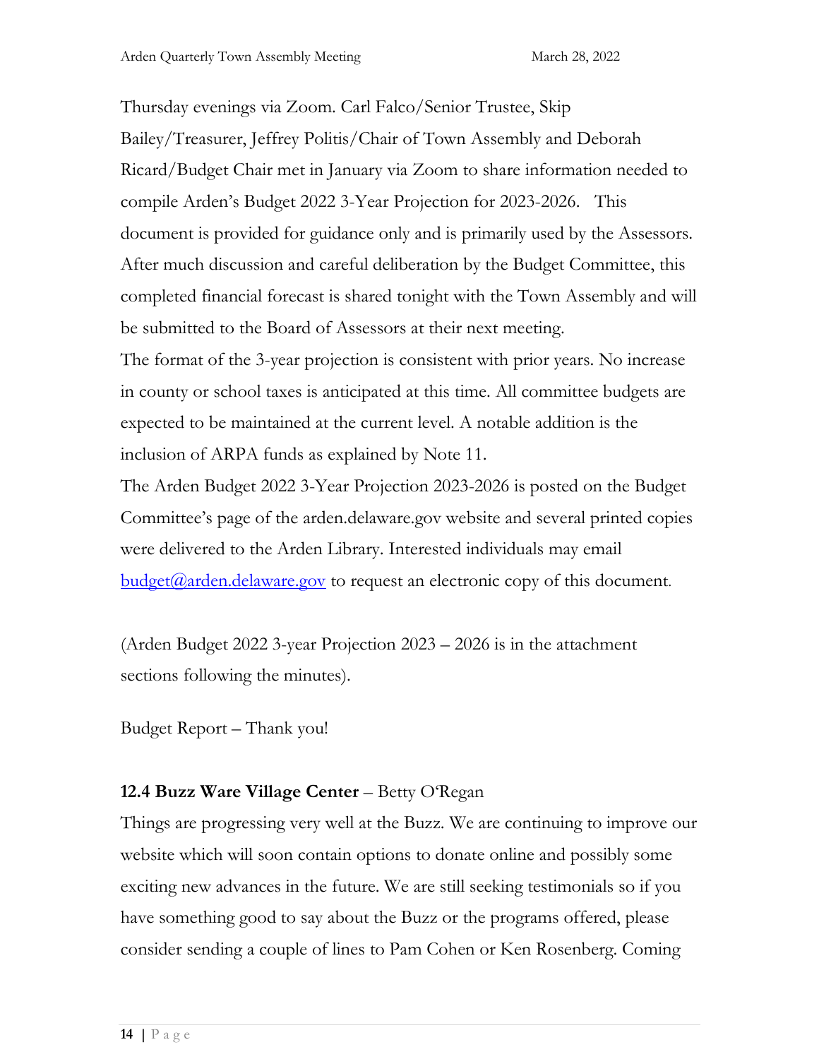Thursday evenings via Zoom. Carl Falco/Senior Trustee, Skip Bailey/Treasurer, Jeffrey Politis/Chair of Town Assembly and Deborah Ricard/Budget Chair met in January via Zoom to share information needed to compile Arden's Budget 2022 3-Year Projection for 2023-2026. This document is provided for guidance only and is primarily used by the Assessors. After much discussion and careful deliberation by the Budget Committee, this completed financial forecast is shared tonight with the Town Assembly and will be submitted to the Board of Assessors at their next meeting.

The format of the 3-year projection is consistent with prior years. No increase in county or school taxes is anticipated at this time. All committee budgets are expected to be maintained at the current level. A notable addition is the inclusion of ARPA funds as explained by Note 11.

The Arden Budget 2022 3-Year Projection 2023-2026 is posted on the Budget Committee's page of the arden.delaware.gov website and several printed copies were delivered to the Arden Library. Interested individuals may email budget@arden.delaware.gov to request an electronic copy of this document.

(Arden Budget 2022 3-year Projection 2023 – 2026 is in the attachment sections following the minutes).

Budget Report – Thank you!

**12.4 Buzz Ware Village Center** – Betty O'Regan

Things are progressing very well at the Buzz. We are continuing to improve our website which will soon contain options to donate online and possibly some exciting new advances in the future. We are still seeking testimonials so if you have something good to say about the Buzz or the programs offered, please consider sending a couple of lines to Pam Cohen or Ken Rosenberg. Coming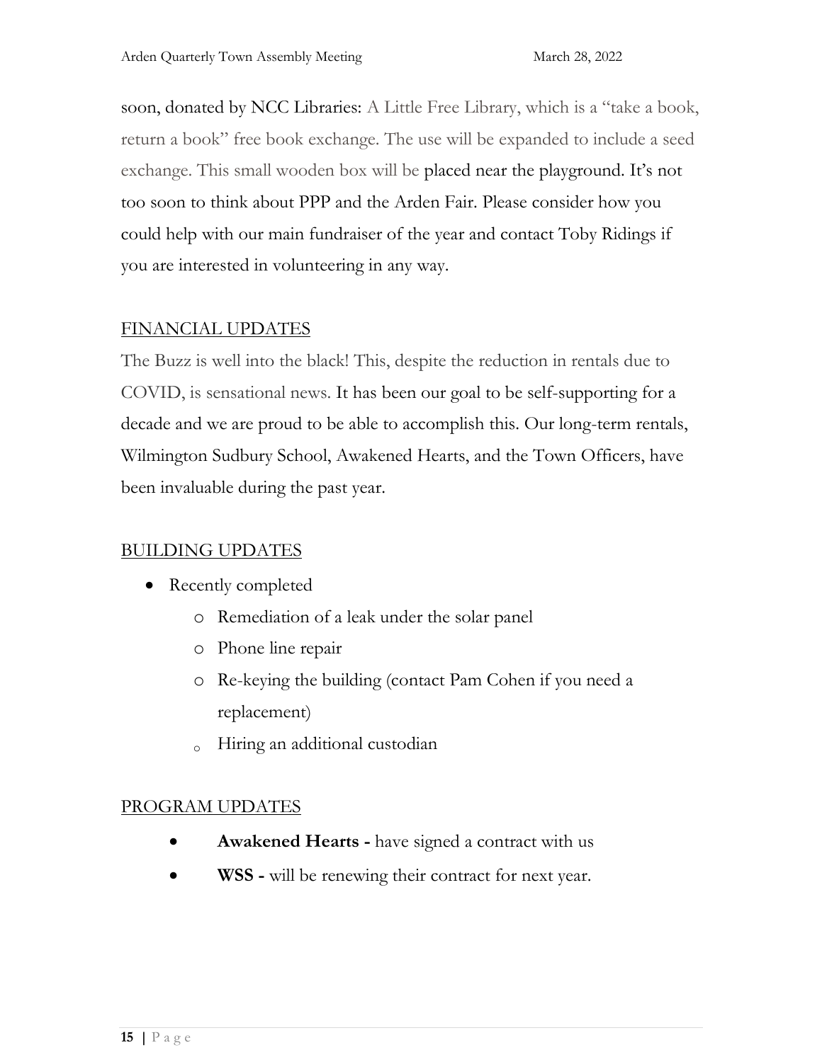soon, donated by NCC Libraries: A Little Free Library, which is a "take a book, return a book" free book exchange. The use will be expanded to include a seed exchange. This small wooden box will be placed near the playground. It's not too soon to think about PPP and the Arden Fair. Please consider how you could help with our main fundraiser of the year and contact Toby Ridings if you are interested in volunteering in any way.

## FINANCIAL UPDATES

The Buzz is well into the black! This, despite the reduction in rentals due to COVID, is sensational news. It has been our goal to be self-supporting for a decade and we are proud to be able to accomplish this. Our long-term rentals, Wilmington Sudbury School, Awakened Hearts, and the Town Officers, have been invaluable during the past year.

## BUILDING UPDATES

- Recently completed
  - Remediation of a leak under the solar panel
  - Phone line repair
  - Re-keying the building (contact Pam Cohen if you need a replacement)
  - Hiring an additional custodian

## PROGRAM UPDATES

- **Awakened Hearts -** have signed a contract with us
- **WSS -** will be renewing their contract for next year.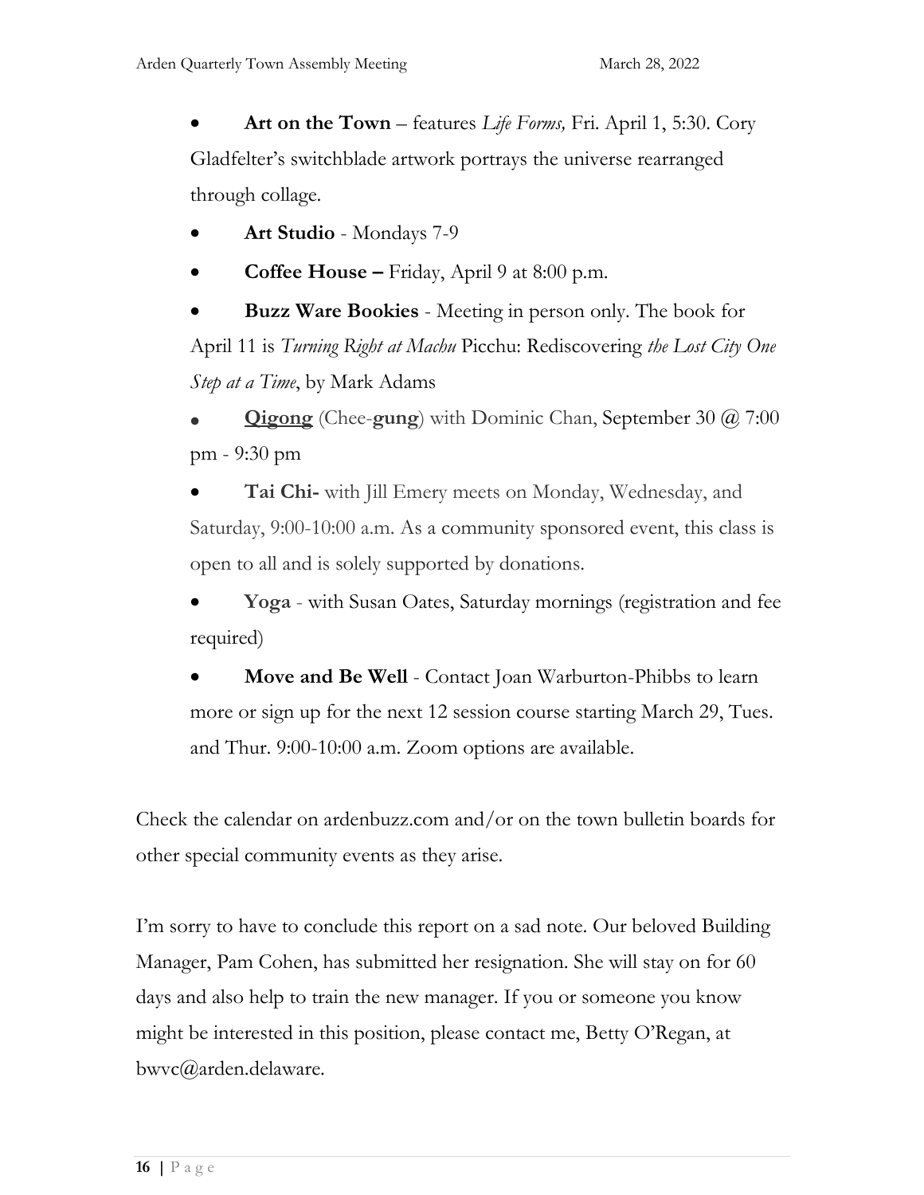- **Art on the Town** – features *Life Forms,* Fri. April 1, 5:30. Cory Gladfelter's switchblade artwork portrays the universe rearranged through collage.
- **Art Studio** - Mondays 7-9
- **Coffee House –** Friday, April 9 at 8:00 p.m.
- **Buzz Ware Bookies** - Meeting in person only. The book for April 11 is *Turning Right at Machu* Picchu: Rediscovering *the Lost City One Step at a Time*, by Mark Adams
- **Qigong** (Chee-**gung**) with Dominic Chan, September 30 @ 7:00 pm - 9:30 pm
- **Tai Chi-** with Jill Emery meets on Monday, Wednesday, and Saturday, 9:00-10:00 a.m. As a community sponsored event, this class is open to all and is solely supported by donations.
- **Yoga** - with Susan Oates, Saturday mornings (registration and fee required)
- **Move and Be Well** - Contact Joan Warburton-Phibbs to learn more or sign up for the next 12 session course starting March 29, Tues. and Thur. 9:00-10:00 a.m. Zoom options are available.

Check the calendar on ardenbuzz.com and/or on the town bulletin boards for other special community events as they arise.

I'm sorry to have to conclude this report on a sad note. Our beloved Building Manager, Pam Cohen, has submitted her resignation. She will stay on for 60 days and also help to train the new manager. If you or someone you know might be interested in this position, please contact me, Betty O'Regan, at bwvc@arden.delaware.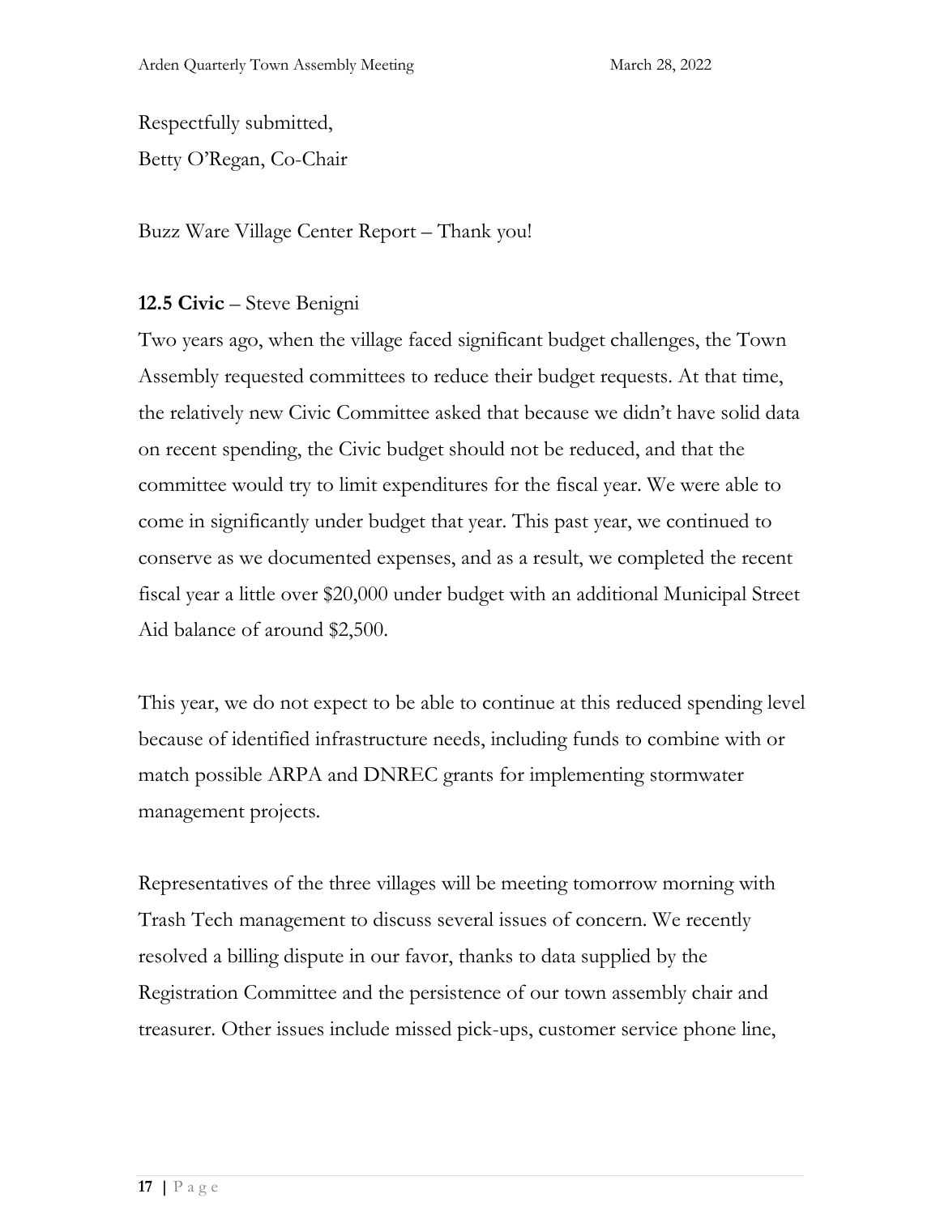Respectfully submitted,
Betty O'Regan, Co-Chair

Buzz Ware Village Center Report – Thank you!

**12.5 Civic** – Steve Benigni

Two years ago, when the village faced significant budget challenges, the Town Assembly requested committees to reduce their budget requests. At that time, the relatively new Civic Committee asked that because we didn't have solid data on recent spending, the Civic budget should not be reduced, and that the committee would try to limit expenditures for the fiscal year. We were able to come in significantly under budget that year. This past year, we continued to conserve as we documented expenses, and as a result, we completed the recent fiscal year a little over $20,000 under budget with an additional Municipal Street Aid balance of around $2,500.

This year, we do not expect to be able to continue at this reduced spending level because of identified infrastructure needs, including funds to combine with or match possible ARPA and DNREC grants for implementing stormwater management projects.

Representatives of the three villages will be meeting tomorrow morning with Trash Tech management to discuss several issues of concern. We recently resolved a billing dispute in our favor, thanks to data supplied by the Registration Committee and the persistence of our town assembly chair and treasurer. Other issues include missed pick-ups, customer service phone line,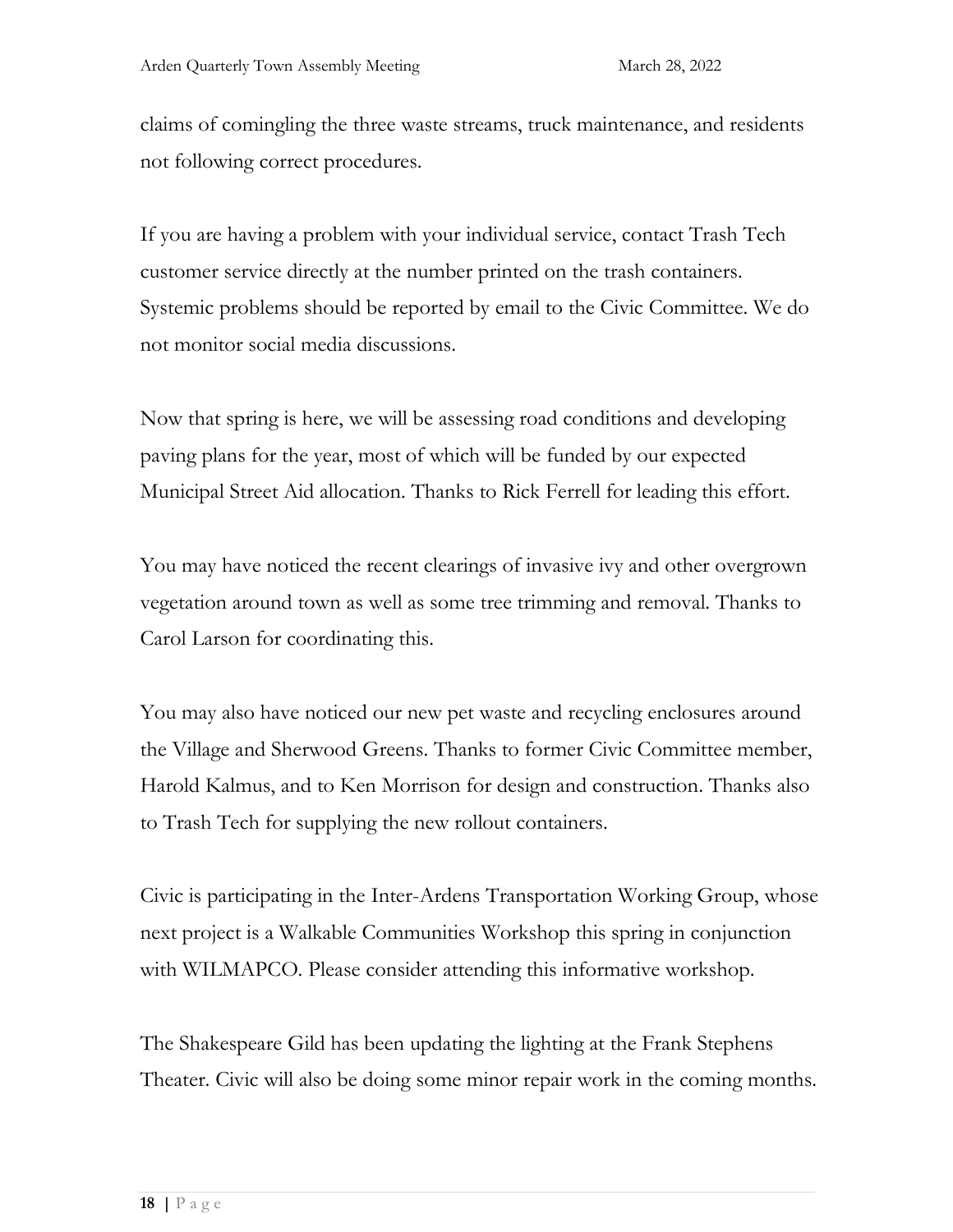claims of comingling the three waste streams, truck maintenance, and residents not following correct procedures.

If you are having a problem with your individual service, contact Trash Tech customer service directly at the number printed on the trash containers. Systemic problems should be reported by email to the Civic Committee. We do not monitor social media discussions.

Now that spring is here, we will be assessing road conditions and developing paving plans for the year, most of which will be funded by our expected Municipal Street Aid allocation. Thanks to Rick Ferrell for leading this effort.

You may have noticed the recent clearings of invasive ivy and other overgrown vegetation around town as well as some tree trimming and removal. Thanks to Carol Larson for coordinating this.

You may also have noticed our new pet waste and recycling enclosures around the Village and Sherwood Greens. Thanks to former Civic Committee member, Harold Kalmus, and to Ken Morrison for design and construction. Thanks also to Trash Tech for supplying the new rollout containers.

Civic is participating in the Inter-Ardens Transportation Working Group, whose next project is a Walkable Communities Workshop this spring in conjunction with WILMAPCO. Please consider attending this informative workshop.

The Shakespeare Gild has been updating the lighting at the Frank Stephens Theater. Civic will also be doing some minor repair work in the coming months.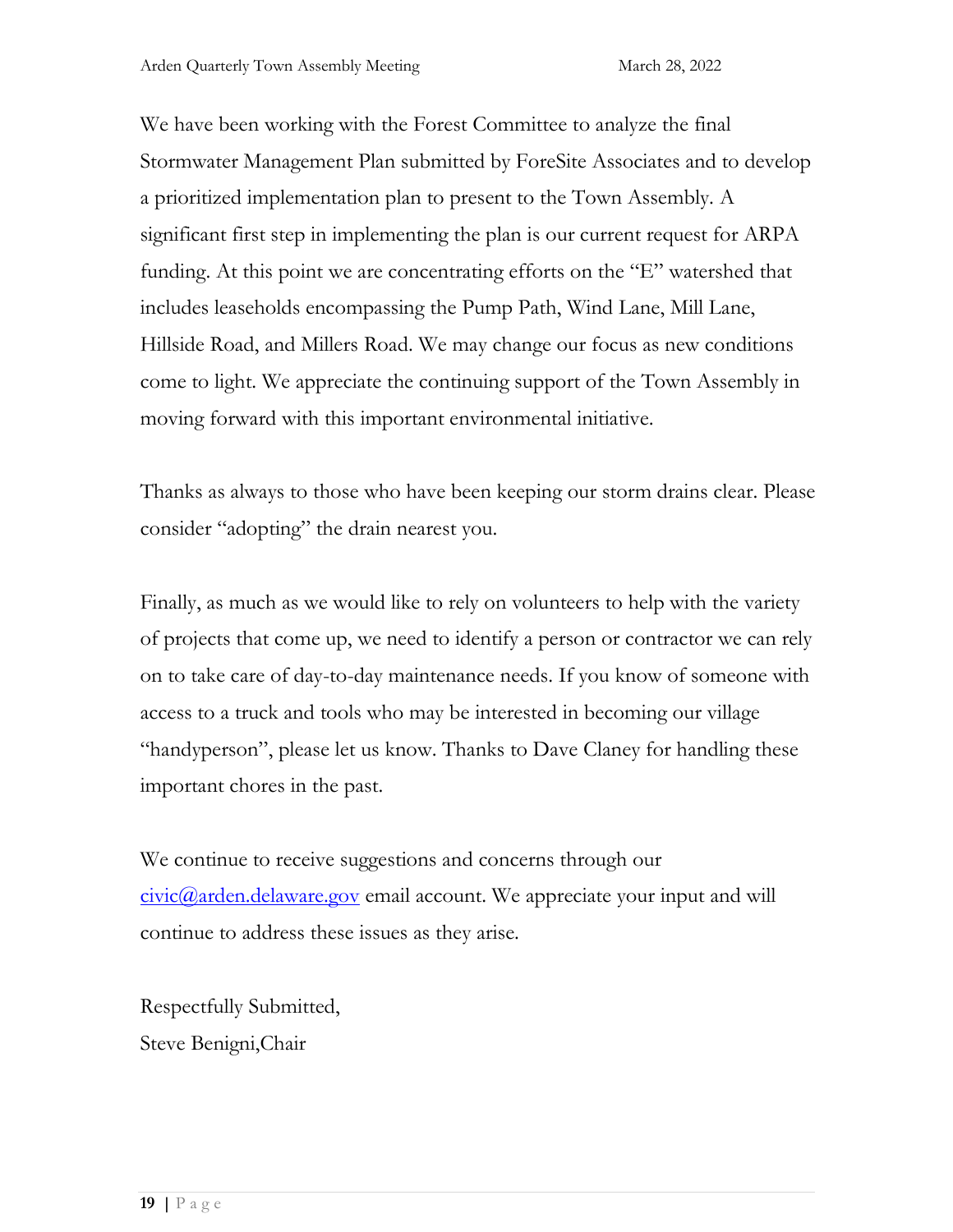We have been working with the Forest Committee to analyze the final Stormwater Management Plan submitted by ForeSite Associates and to develop a prioritized implementation plan to present to the Town Assembly. A significant first step in implementing the plan is our current request for ARPA funding. At this point we are concentrating efforts on the "E" watershed that includes leaseholds encompassing the Pump Path, Wind Lane, Mill Lane, Hillside Road, and Millers Road. We may change our focus as new conditions come to light. We appreciate the continuing support of the Town Assembly in moving forward with this important environmental initiative.

Thanks as always to those who have been keeping our storm drains clear. Please consider "adopting" the drain nearest you.

Finally, as much as we would like to rely on volunteers to help with the variety of projects that come up, we need to identify a person or contractor we can rely on to take care of day-to-day maintenance needs. If you know of someone with access to a truck and tools who may be interested in becoming our village "handyperson", please let us know. Thanks to Dave Claney for handling these important chores in the past.

We continue to receive suggestions and concerns through our civic@arden.delaware.gov email account. We appreciate your input and will continue to address these issues as they arise.

Respectfully Submitted,
Steve Benigni,Chair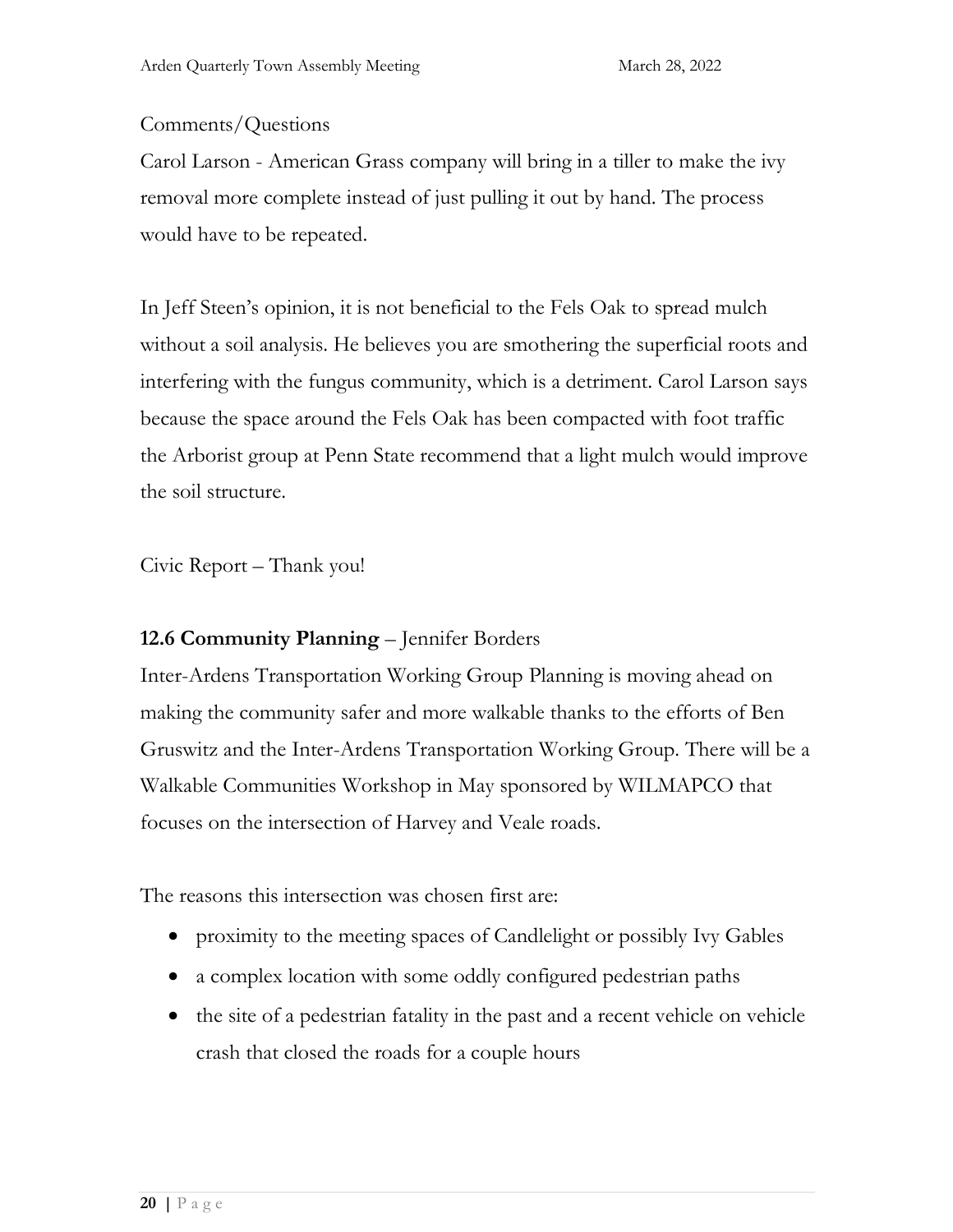Comments/Questions

Carol Larson - American Grass company will bring in a tiller to make the ivy removal more complete instead of just pulling it out by hand. The process would have to be repeated.

In Jeff Steen's opinion, it is not beneficial to the Fels Oak to spread mulch without a soil analysis. He believes you are smothering the superficial roots and interfering with the fungus community, which is a detriment. Carol Larson says because the space around the Fels Oak has been compacted with foot traffic the Arborist group at Penn State recommend that a light mulch would improve the soil structure.

Civic Report – Thank you!

**12.6 Community Planning** – Jennifer Borders

Inter-Ardens Transportation Working Group Planning is moving ahead on making the community safer and more walkable thanks to the efforts of Ben Gruswitz and the Inter-Ardens Transportation Working Group. There will be a Walkable Communities Workshop in May sponsored by WILMAPCO that focuses on the intersection of Harvey and Veale roads.

The reasons this intersection was chosen first are:

- proximity to the meeting spaces of Candlelight or possibly Ivy Gables
- a complex location with some oddly configured pedestrian paths
- the site of a pedestrian fatality in the past and a recent vehicle on vehicle crash that closed the roads for a couple hours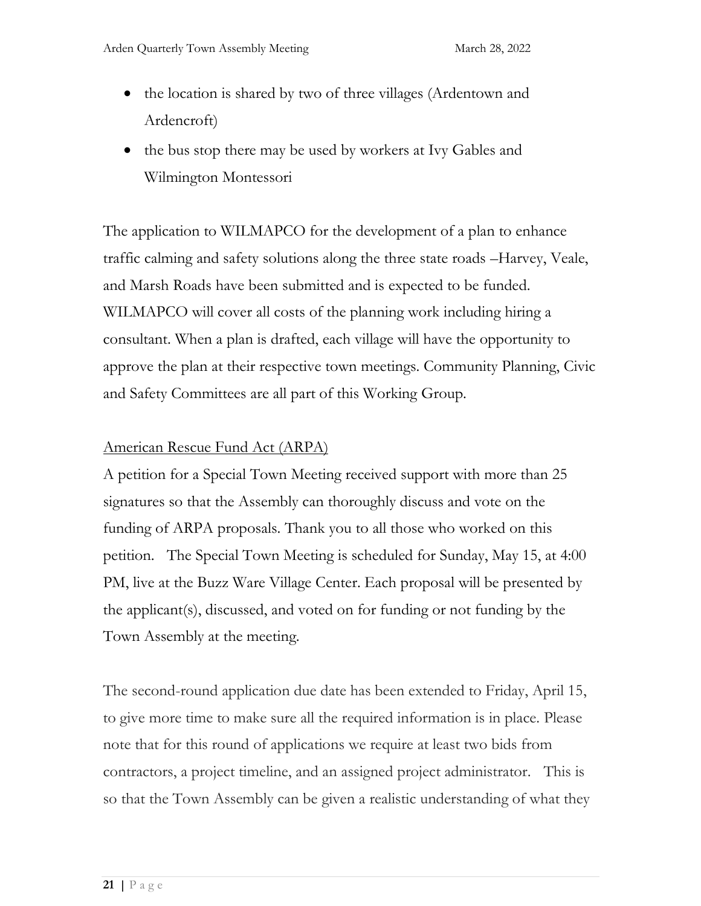- the location is shared by two of three villages (Ardentown and Ardencroft)
- the bus stop there may be used by workers at Ivy Gables and Wilmington Montessori

The application to WILMAPCO for the development of a plan to enhance traffic calming and safety solutions along the three state roads –Harvey, Veale, and Marsh Roads have been submitted and is expected to be funded. WILMAPCO will cover all costs of the planning work including hiring a consultant. When a plan is drafted, each village will have the opportunity to approve the plan at their respective town meetings. Community Planning, Civic and Safety Committees are all part of this Working Group.

<u>American Rescue Fund Act (ARPA)</u>

A petition for a Special Town Meeting received support with more than 25 signatures so that the Assembly can thoroughly discuss and vote on the funding of ARPA proposals. Thank you to all those who worked on this petition. The Special Town Meeting is scheduled for Sunday, May 15, at 4:00 PM, live at the Buzz Ware Village Center. Each proposal will be presented by the applicant(s), discussed, and voted on for funding or not funding by the Town Assembly at the meeting.

The second-round application due date has been extended to Friday, April 15, to give more time to make sure all the required information is in place. Please note that for this round of applications we require at least two bids from contractors, a project timeline, and an assigned project administrator. This is so that the Town Assembly can be given a realistic understanding of what they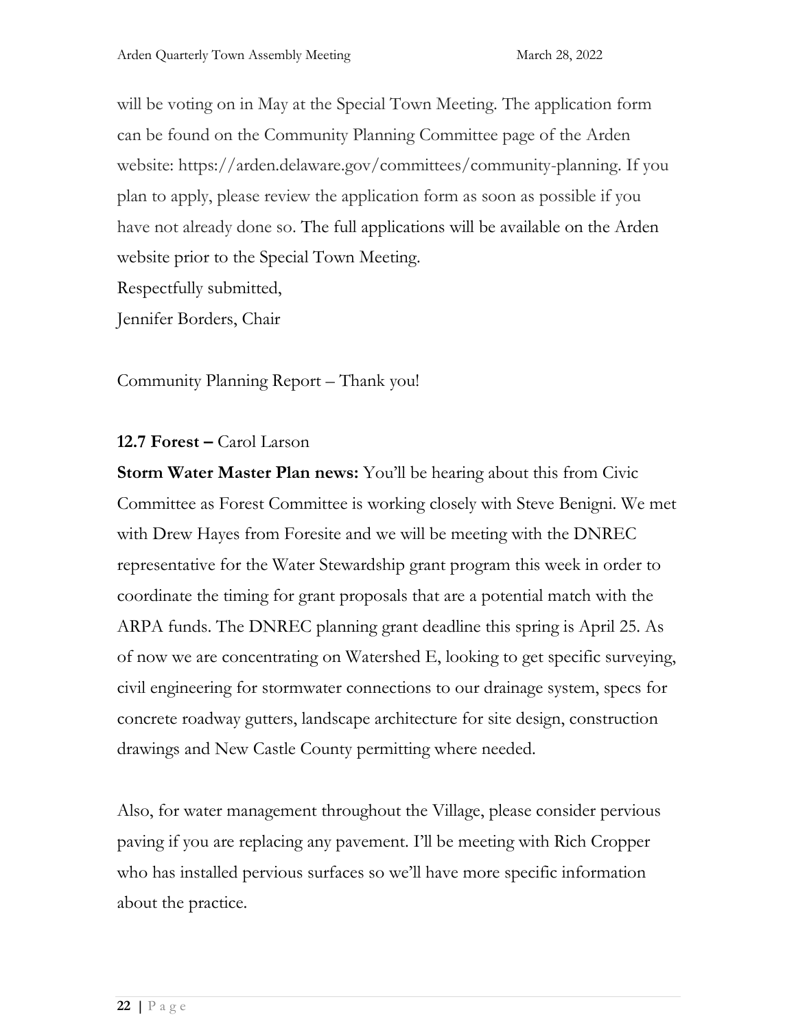will be voting on in May at the Special Town Meeting. The application form can be found on the Community Planning Committee page of the Arden website: https://arden.delaware.gov/committees/community-planning. If you plan to apply, please review the application form as soon as possible if you have not already done so. The full applications will be available on the Arden website prior to the Special Town Meeting.

Respectfully submitted,

Jennifer Borders, Chair

Community Planning Report – Thank you!

**12.7 Forest –** Carol Larson

**Storm Water Master Plan news:** You'll be hearing about this from Civic Committee as Forest Committee is working closely with Steve Benigni. We met with Drew Hayes from Foresite and we will be meeting with the DNREC representative for the Water Stewardship grant program this week in order to coordinate the timing for grant proposals that are a potential match with the ARPA funds. The DNREC planning grant deadline this spring is April 25. As of now we are concentrating on Watershed E, looking to get specific surveying, civil engineering for stormwater connections to our drainage system, specs for concrete roadway gutters, landscape architecture for site design, construction drawings and New Castle County permitting where needed.

Also, for water management throughout the Village, please consider pervious paving if you are replacing any pavement. I'll be meeting with Rich Cropper who has installed pervious surfaces so we'll have more specific information about the practice.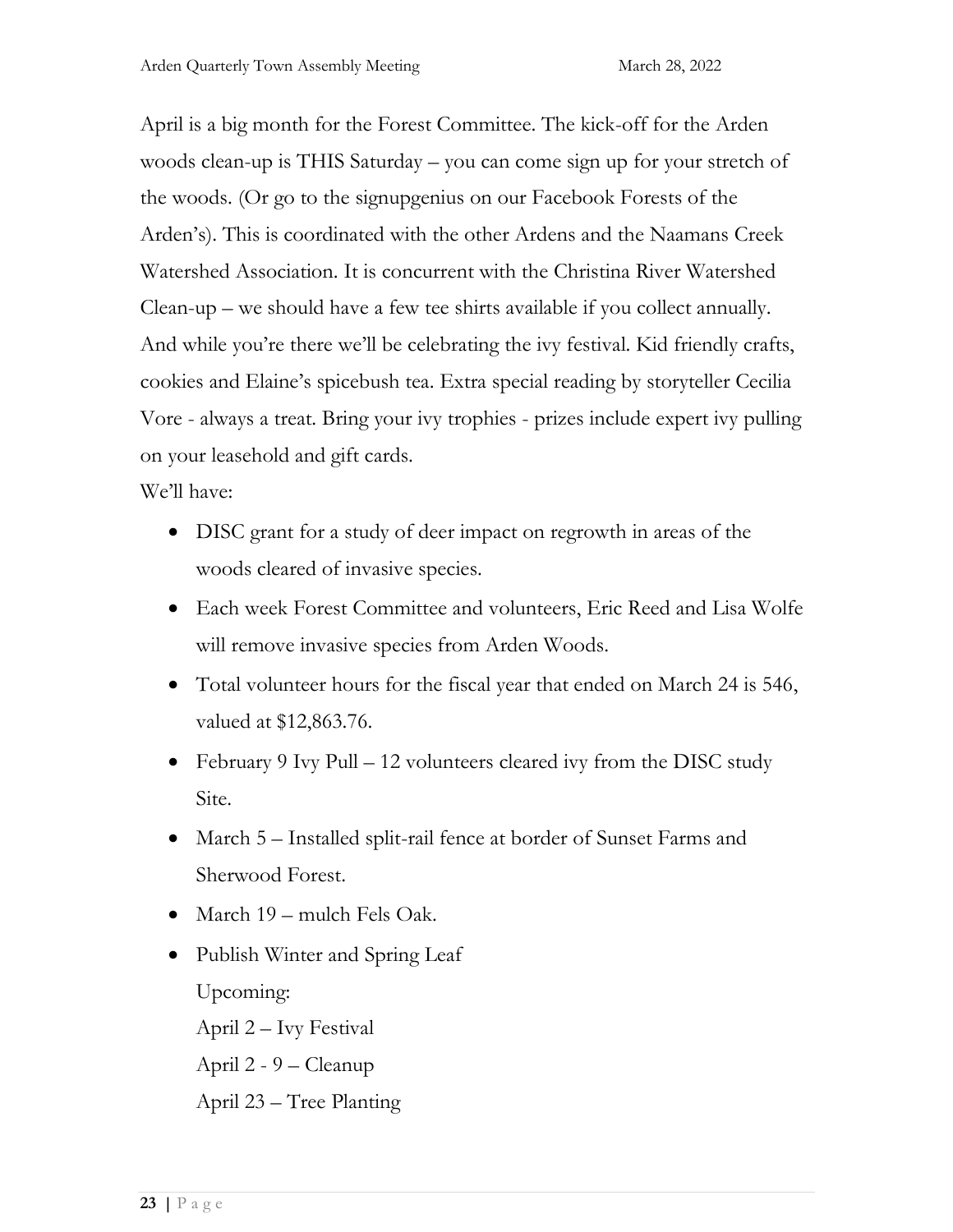April is a big month for the Forest Committee. The kick-off for the Arden woods clean-up is THIS Saturday – you can come sign up for your stretch of the woods. (Or go to the signupgenius on our Facebook Forests of the Arden's). This is coordinated with the other Ardens and the Naamans Creek Watershed Association. It is concurrent with the Christina River Watershed Clean-up – we should have a few tee shirts available if you collect annually. And while you're there we'll be celebrating the ivy festival. Kid friendly crafts, cookies and Elaine's spicebush tea. Extra special reading by storyteller Cecilia Vore - always a treat. Bring your ivy trophies - prizes include expert ivy pulling on your leasehold and gift cards.

We'll have:

- DISC grant for a study of deer impact on regrowth in areas of the woods cleared of invasive species.
- Each week Forest Committee and volunteers, Eric Reed and Lisa Wolfe will remove invasive species from Arden Woods.
- Total volunteer hours for the fiscal year that ended on March 24 is 546, valued at $12,863.76.
- February 9 Ivy Pull – 12 volunteers cleared ivy from the DISC study Site.
- March 5 – Installed split-rail fence at border of Sunset Farms and Sherwood Forest.
- March 19 – mulch Fels Oak.
- Publish Winter and Spring Leaf

  Upcoming:

  April 2 – Ivy Festival

  April 2 - 9 – Cleanup

  April 23 – Tree Planting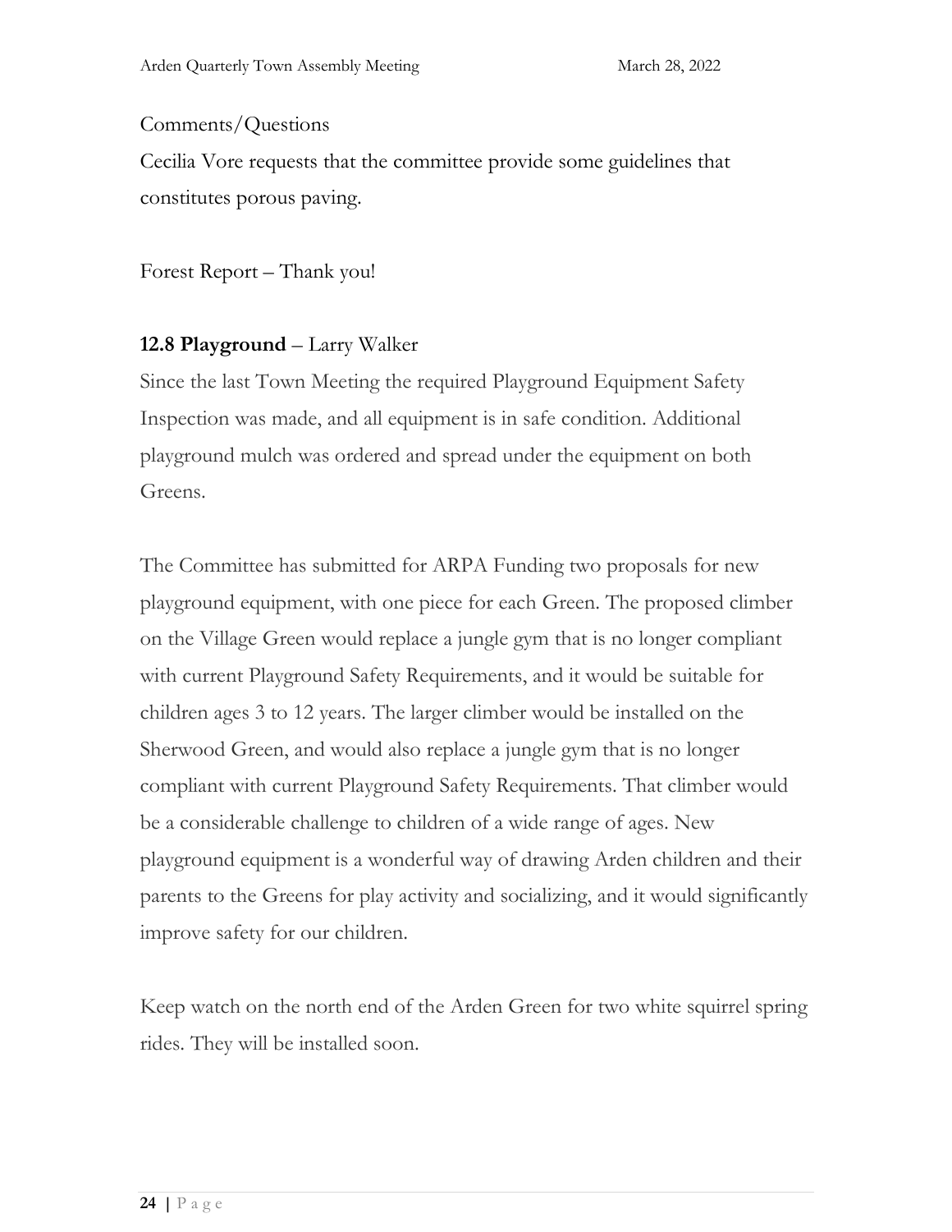Comments/Questions

Cecilia Vore requests that the committee provide some guidelines that constitutes porous paving.

Forest Report – Thank you!

**12.8 Playground** – Larry Walker

Since the last Town Meeting the required Playground Equipment Safety Inspection was made, and all equipment is in safe condition. Additional playground mulch was ordered and spread under the equipment on both Greens.

The Committee has submitted for ARPA Funding two proposals for new playground equipment, with one piece for each Green. The proposed climber on the Village Green would replace a jungle gym that is no longer compliant with current Playground Safety Requirements, and it would be suitable for children ages 3 to 12 years. The larger climber would be installed on the Sherwood Green, and would also replace a jungle gym that is no longer compliant with current Playground Safety Requirements. That climber would be a considerable challenge to children of a wide range of ages. New playground equipment is a wonderful way of drawing Arden children and their parents to the Greens for play activity and socializing, and it would significantly improve safety for our children.

Keep watch on the north end of the Arden Green for two white squirrel spring rides. They will be installed soon.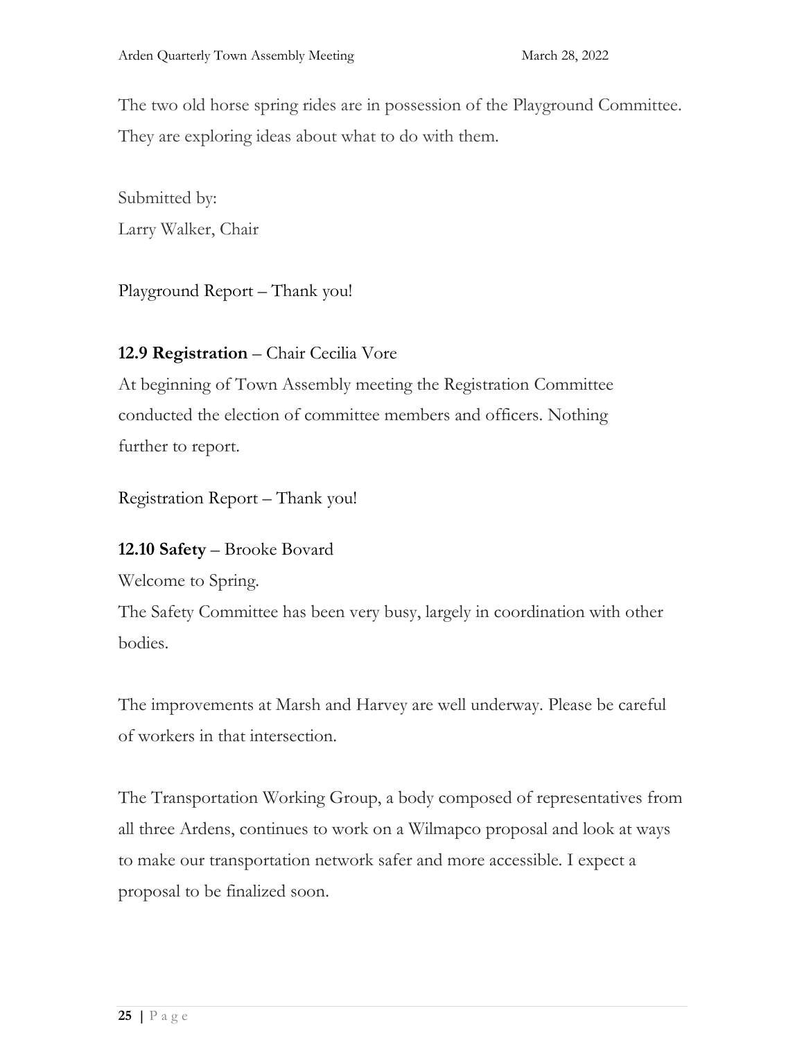The two old horse spring rides are in possession of the Playground Committee. They are exploring ideas about what to do with them.

Submitted by:
Larry Walker, Chair

Playground Report – Thank you!

**12.9 Registration** – Chair Cecilia Vore

At beginning of Town Assembly meeting the Registration Committee conducted the election of committee members and officers. Nothing further to report.

Registration Report – Thank you!

**12.10 Safety** – Brooke Bovard

Welcome to Spring.

The Safety Committee has been very busy, largely in coordination with other bodies.

The improvements at Marsh and Harvey are well underway. Please be careful of workers in that intersection.

The Transportation Working Group, a body composed of representatives from all three Ardens, continues to work on a Wilmapco proposal and look at ways to make our transportation network safer and more accessible. I expect a proposal to be finalized soon.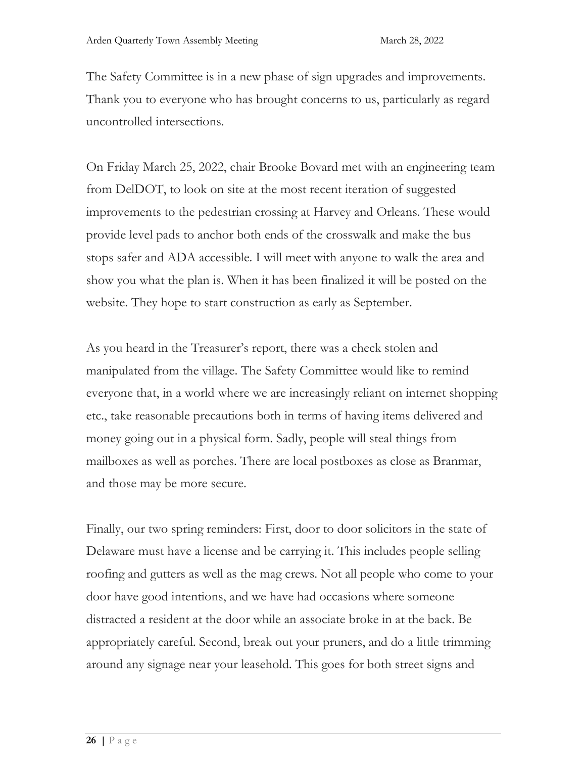The Safety Committee is in a new phase of sign upgrades and improvements. Thank you to everyone who has brought concerns to us, particularly as regard uncontrolled intersections.

On Friday March 25, 2022, chair Brooke Bovard met with an engineering team from DelDOT, to look on site at the most recent iteration of suggested improvements to the pedestrian crossing at Harvey and Orleans. These would provide level pads to anchor both ends of the crosswalk and make the bus stops safer and ADA accessible. I will meet with anyone to walk the area and show you what the plan is. When it has been finalized it will be posted on the website. They hope to start construction as early as September.

As you heard in the Treasurer's report, there was a check stolen and manipulated from the village. The Safety Committee would like to remind everyone that, in a world where we are increasingly reliant on internet shopping etc., take reasonable precautions both in terms of having items delivered and money going out in a physical form. Sadly, people will steal things from mailboxes as well as porches. There are local postboxes as close as Branmar, and those may be more secure.

Finally, our two spring reminders: First, door to door solicitors in the state of Delaware must have a license and be carrying it. This includes people selling roofing and gutters as well as the mag crews. Not all people who come to your door have good intentions, and we have had occasions where someone distracted a resident at the door while an associate broke in at the back. Be appropriately careful. Second, break out your pruners, and do a little trimming around any signage near your leasehold. This goes for both street signs and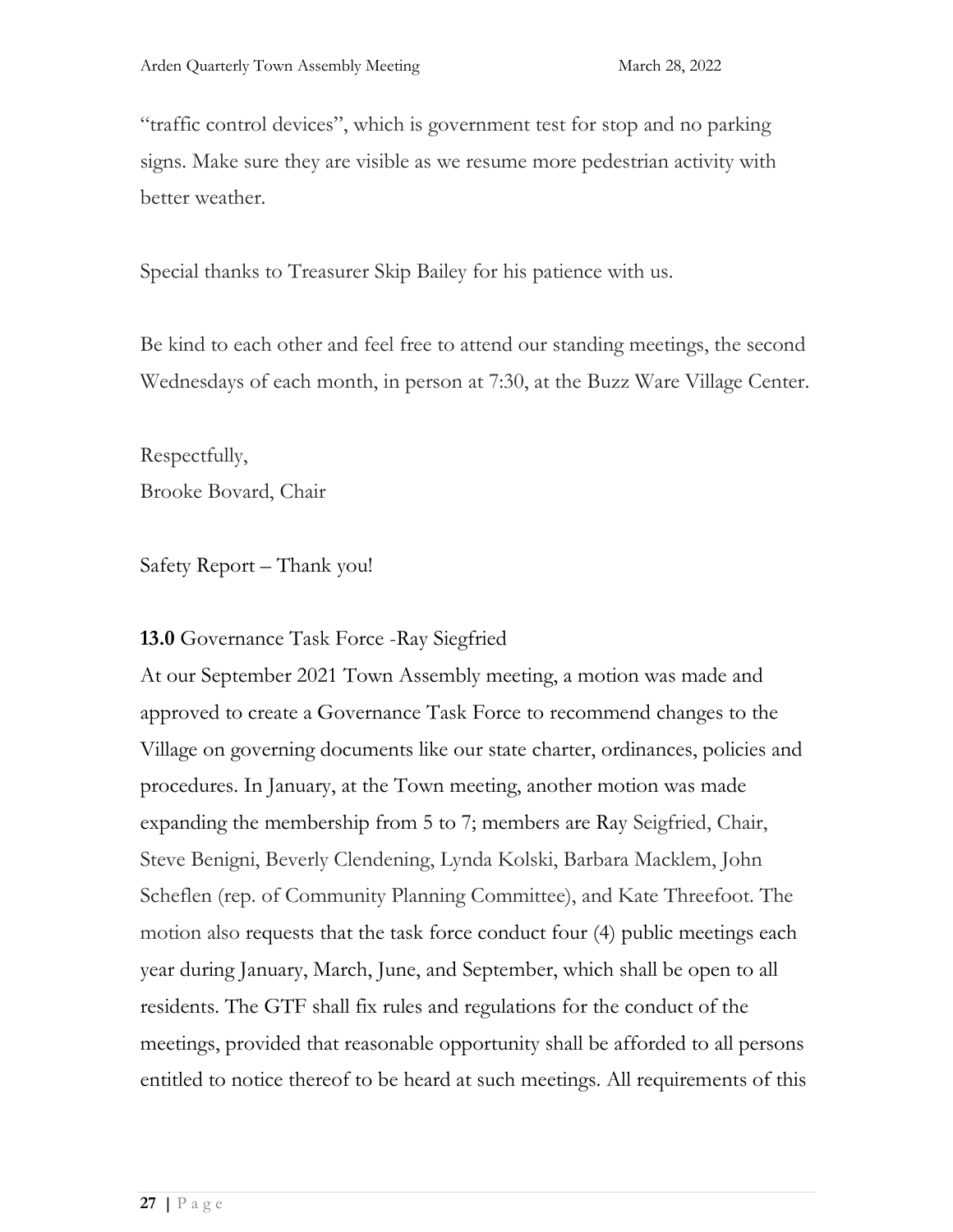"traffic control devices", which is government test for stop and no parking signs. Make sure they are visible as we resume more pedestrian activity with better weather.

Special thanks to Treasurer Skip Bailey for his patience with us.

Be kind to each other and feel free to attend our standing meetings, the second Wednesdays of each month, in person at 7:30, at the Buzz Ware Village Center.

Respectfully,
Brooke Bovard, Chair

Safety Report – Thank you!

**13.0** Governance Task Force -Ray Siegfried

At our September 2021 Town Assembly meeting, a motion was made and approved to create a Governance Task Force to recommend changes to the Village on governing documents like our state charter, ordinances, policies and procedures. In January, at the Town meeting, another motion was made expanding the membership from 5 to 7; members are Ray Seigfried, Chair, Steve Benigni, Beverly Clendening, Lynda Kolski, Barbara Macklem, John Scheflen (rep. of Community Planning Committee), and Kate Threefoot. The motion also requests that the task force conduct four (4) public meetings each year during January, March, June, and September, which shall be open to all residents. The GTF shall fix rules and regulations for the conduct of the meetings, provided that reasonable opportunity shall be afforded to all persons entitled to notice thereof to be heard at such meetings. All requirements of this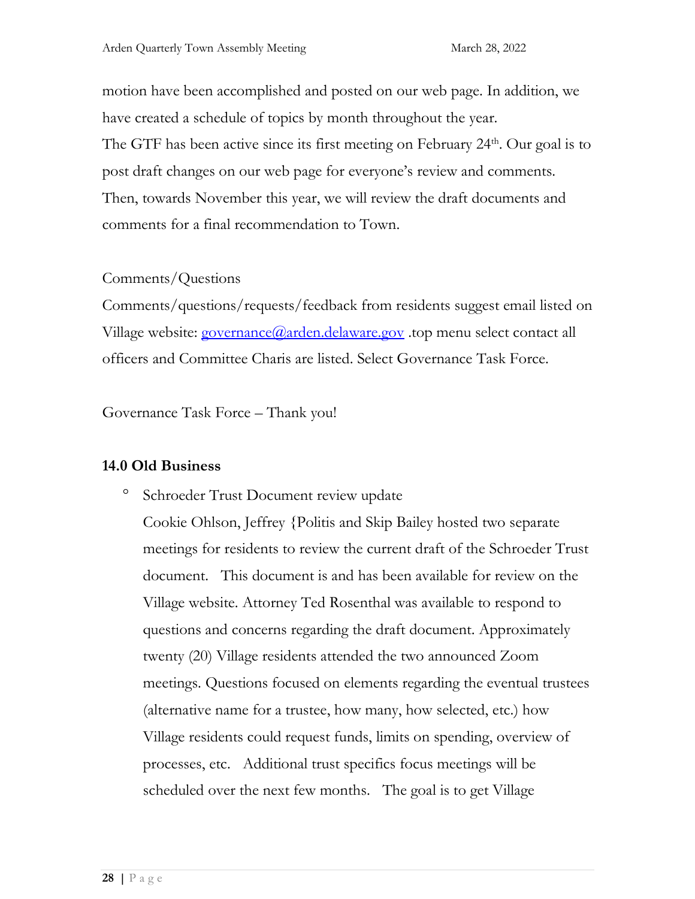motion have been accomplished and posted on our web page. In addition, we have created a schedule of topics by month throughout the year.

The GTF has been active since its first meeting on February 24th. Our goal is to post draft changes on our web page for everyone's review and comments. Then, towards November this year, we will review the draft documents and comments for a final recommendation to Town.

Comments/Questions

Comments/questions/requests/feedback from residents suggest email listed on Village website: governance@arden.delaware.gov .top menu select contact all officers and Committee Charis are listed. Select Governance Task Force.

Governance Task Force – Thank you!

**14.0 Old Business**

- Schroeder Trust Document review update

  Cookie Ohlson, Jeffrey {Politis and Skip Bailey hosted two separate meetings for residents to review the current draft of the Schroeder Trust document. This document is and has been available for review on the Village website. Attorney Ted Rosenthal was available to respond to questions and concerns regarding the draft document. Approximately twenty (20) Village residents attended the two announced Zoom meetings. Questions focused on elements regarding the eventual trustees (alternative name for a trustee, how many, how selected, etc.) how Village residents could request funds, limits on spending, overview of processes, etc. Additional trust specifics focus meetings will be scheduled over the next few months. The goal is to get Village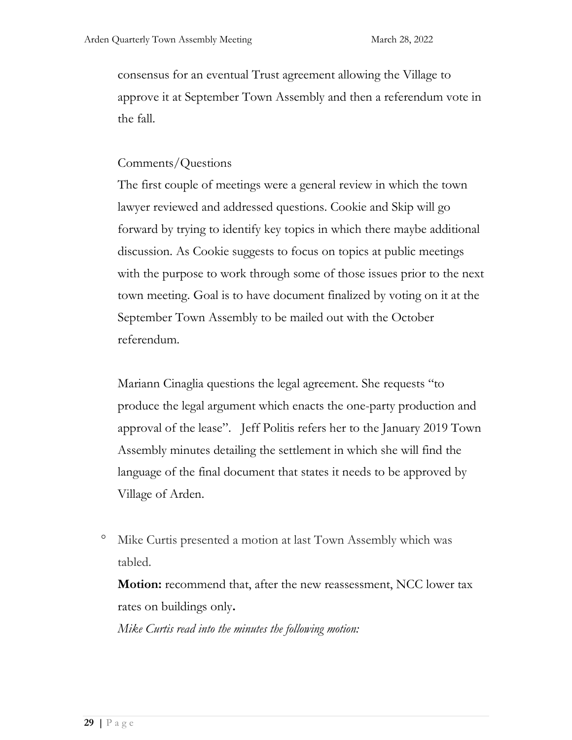consensus for an eventual Trust agreement allowing the Village to approve it at September Town Assembly and then a referendum vote in the fall.

Comments/Questions

The first couple of meetings were a general review in which the town lawyer reviewed and addressed questions. Cookie and Skip will go forward by trying to identify key topics in which there maybe additional discussion. As Cookie suggests to focus on topics at public meetings with the purpose to work through some of those issues prior to the next town meeting. Goal is to have document finalized by voting on it at the September Town Assembly to be mailed out with the October referendum.

Mariann Cinaglia questions the legal agreement. She requests "to produce the legal argument which enacts the one-party production and approval of the lease". Jeff Politis refers her to the January 2019 Town Assembly minutes detailing the settlement in which she will find the language of the final document that states it needs to be approved by Village of Arden.

- Mike Curtis presented a motion at last Town Assembly which was tabled.

  **Motion:** recommend that, after the new reassessment, NCC lower tax rates on buildings only**.**

  *Mike Curtis read into the minutes the following motion:*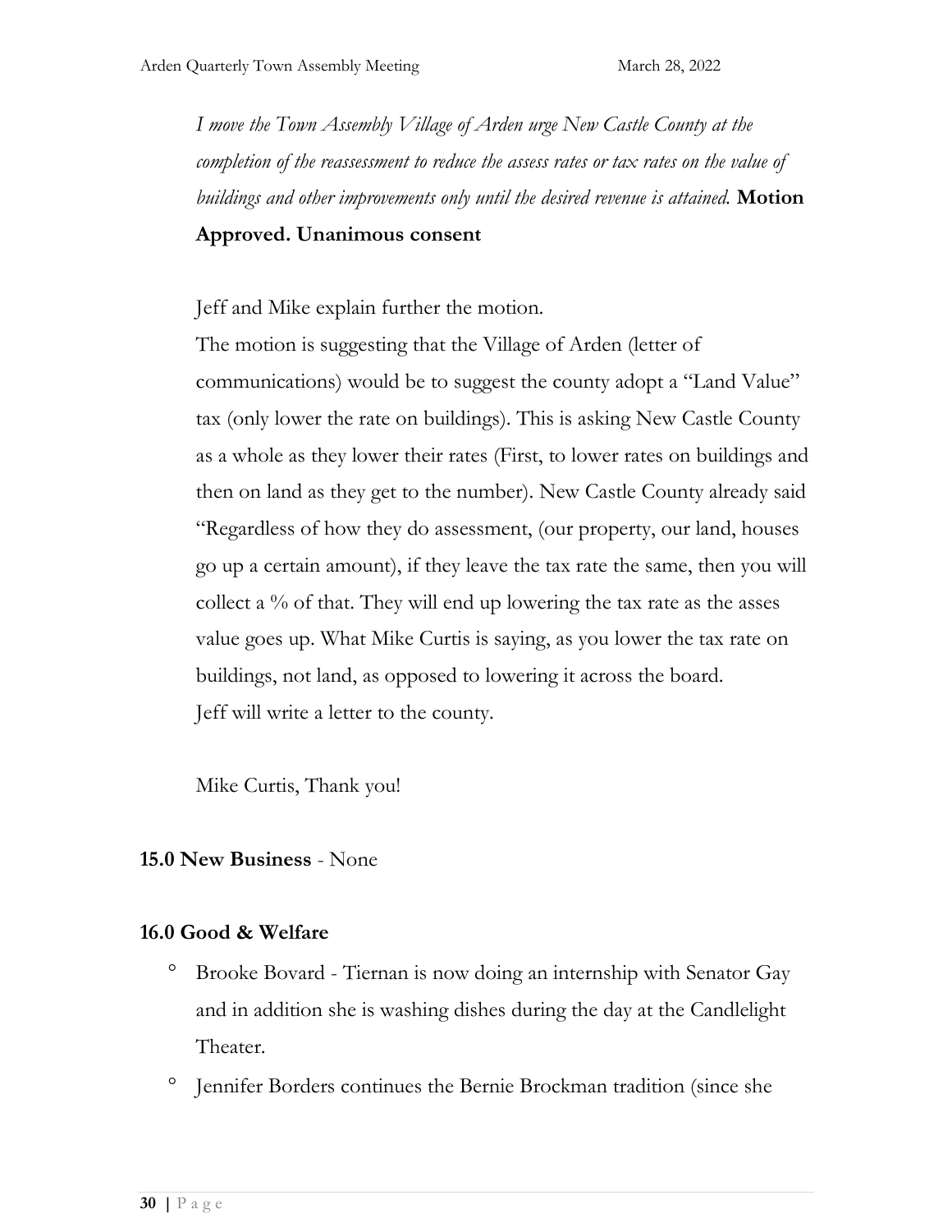*I move the Town Assembly Village of Arden urge New Castle County at the completion of the reassessment to reduce the assess rates or tax rates on the value of buildings and other improvements only until the desired revenue is attained.* **Motion Approved. Unanimous consent**

Jeff and Mike explain further the motion.
The motion is suggesting that the Village of Arden (letter of communications) would be to suggest the county adopt a "Land Value" tax (only lower the rate on buildings). This is asking New Castle County as a whole as they lower their rates (First, to lower rates on buildings and then on land as they get to the number). New Castle County already said "Regardless of how they do assessment, (our property, our land, houses go up a certain amount), if they leave the tax rate the same, then you will collect a % of that. They will end up lowering the tax rate as the asses value goes up. What Mike Curtis is saying, as you lower the tax rate on buildings, not land, as opposed to lowering it across the board.
Jeff will write a letter to the county.

Mike Curtis, Thank you!

**15.0 New Business** - None

**16.0 Good & Welfare**

- Brooke Bovard - Tiernan is now doing an internship with Senator Gay and in addition she is washing dishes during the day at the Candlelight Theater.
- Jennifer Borders continues the Bernie Brockman tradition (since she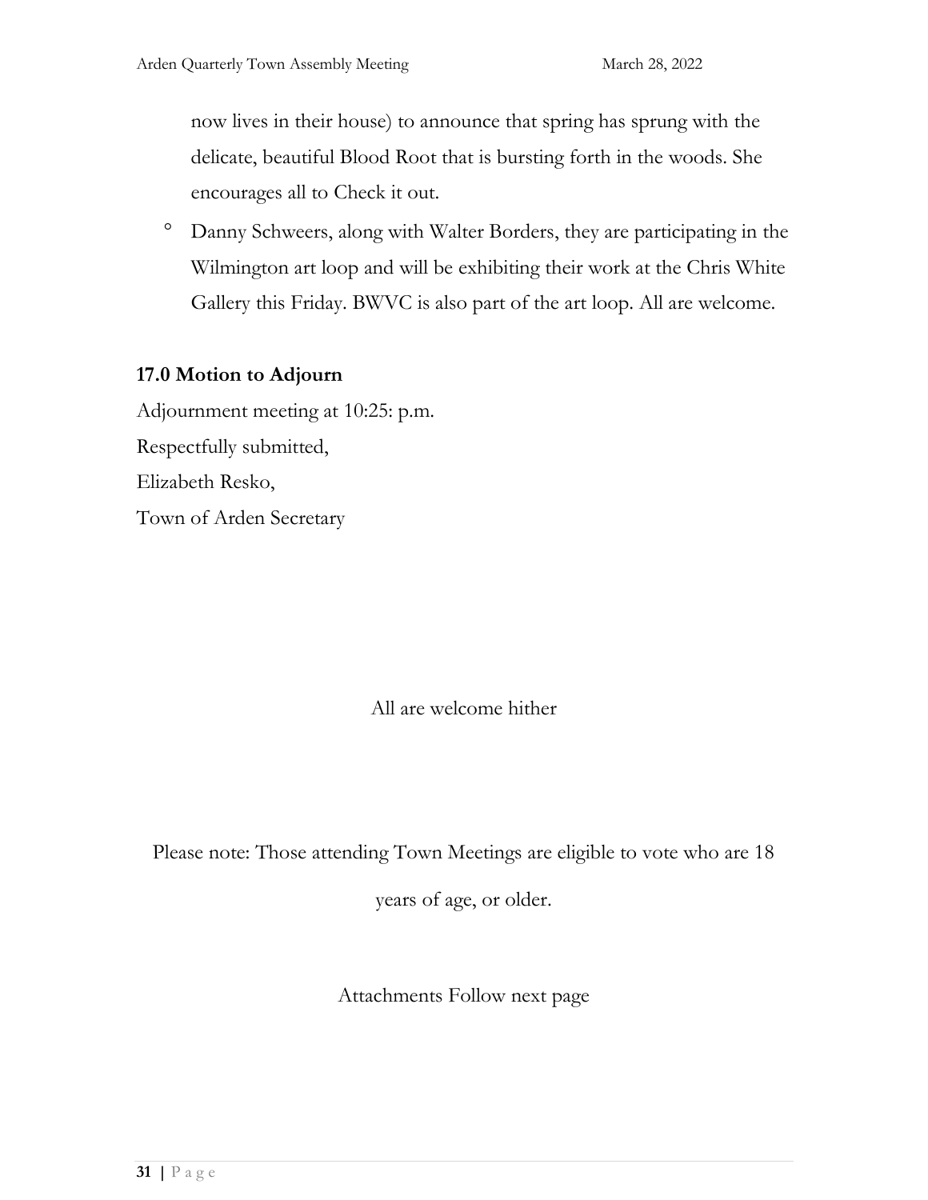now lives in their house) to announce that spring has sprung with the delicate, beautiful Blood Root that is bursting forth in the woods. She encourages all to Check it out.

- Danny Schweers, along with Walter Borders, they are participating in the Wilmington art loop and will be exhibiting their work at the Chris White Gallery this Friday. BWVC is also part of the art loop. All are welcome.

**17.0 Motion to Adjourn**

Adjournment meeting at 10:25: p.m.

Respectfully submitted,

Elizabeth Resko,

Town of Arden Secretary

All are welcome hither

Please note: Those attending Town Meetings are eligible to vote who are 18 years of age, or older.

Attachments Follow next page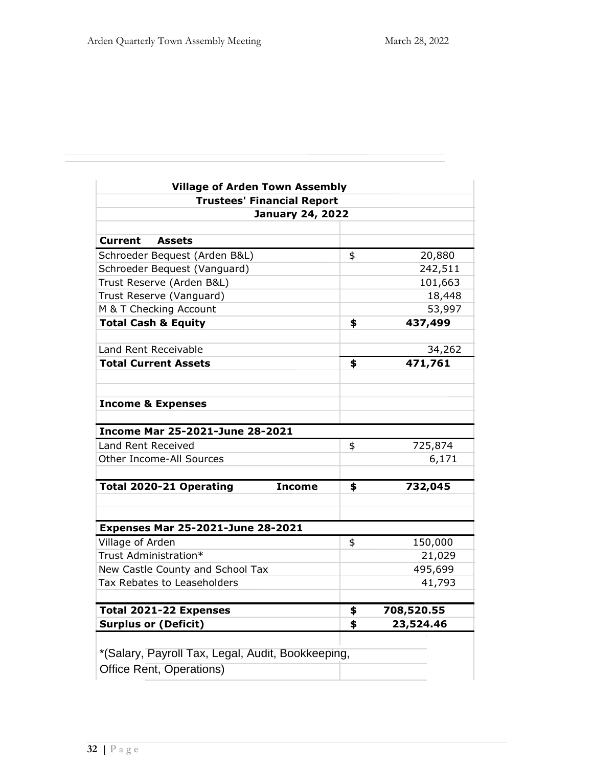| Village of Arden Town Assembly | | |
|---|---|---|
| Trustees' Financial Report | | |
| January 24, 2022 | | |
| | | |
| **Current Assets** | | |
| Schroeder Bequest (Arden B&L) | $ | 20,880 |
| Schroeder Bequest (Vanguard) | | 242,511 |
| Trust Reserve (Arden B&L) | | 101,663 |
| Trust Reserve (Vanguard) | | 18,448 |
| M & T Checking Account | | 53,997 |
| **Total Cash & Equity** | **$** | **437,499** |
| | | |
| Land Rent Receivable | | 34,262 |
| **Total Current Assets** | **$** | **471,761** |
| | | |
| **Income & Expenses** | | |
| | | |
| **Income Mar 25-2021-June 28-2021** | | |
| Land Rent Received | $ | 725,874 |
| Other Income-All Sources | | 6,171 |
| | | |
| **Total 2020-21 Operating Income** | **$** | **732,045** |
| | | |
| **Expenses Mar 25-2021-June 28-2021** | | |
| Village of Arden | $ | 150,000 |
| Trust Administration* | | 21,029 |
| New Castle County and School Tax | | 495,699 |
| Tax Rebates to Leaseholders | | 41,793 |
| | | |
| **Total 2021-22 Expenses** | **$** | **708,520.55** |
| **Surplus or (Deficit)** | **$** | **23,524.46** |

*(Salary, Payroll Tax, Legal, Audit, Bookkeeping, Office Rent, Operations)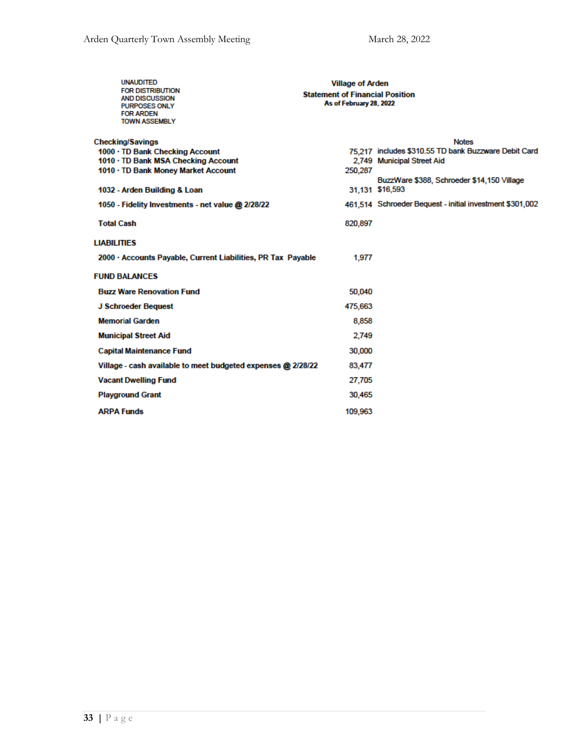UNAUDITED
FOR DISTRIBUTION
AND DISCUSSION
PURPOSES ONLY
FOR ARDEN
TOWN ASSEMBLY

**Village of Arden**
**Statement of Financial Position**
**As of February 28, 2022**

| | | Notes |
|---|---|---|
| **Checking/Savings** | | |
| 1000 · TD Bank Checking Account | 75,217 | includes $310.55 TD bank Buzzware Debit Card |
| 1010 · TD Bank MSA Checking Account | 2,749 | Municipal Street Aid |
| 1010 · TD Bank Money Market Account | 250,287 | |
| 1032 - Arden Building & Loan | 31,131 | BuzzWare $388, Schroeder $14,150 Village $16,593 |
| 1050 - Fidelity Investments - net value @ 2/28/22 | 461,514 | Schroeder Bequest - initial investment $301,002 |
| **Total Cash** | 820,897 | |
| **LIABILITIES** | | |
| 2000 · Accounts Payable, Current Liabilities, PR Tax Payable | 1,977 | |
| **FUND BALANCES** | | |
| Buzz Ware Renovation Fund | 50,040 | |
| J Schroeder Bequest | 475,663 | |
| Memorial Garden | 8,858 | |
| Municipal Street Aid | 2,749 | |
| Capital Maintenance Fund | 30,000 | |
| Village - cash available to meet budgeted expenses @ 2/28/22 | 83,477 | |
| Vacant Dwelling Fund | 27,705 | |
| Playground Grant | 30,465 | |
| ARPA Funds | 109,963 | |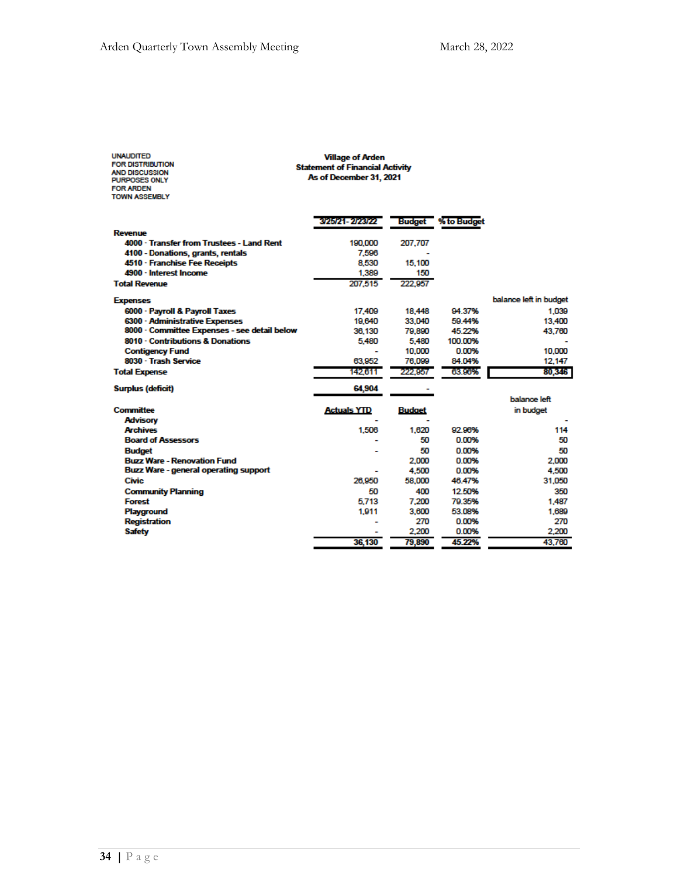UNAUDITED
FOR DISTRIBUTION
AND DISCUSSION
PURPOSES ONLY
FOR ARDEN
TOWN ASSEMBLY

**Village of Arden**
**Statement of Financial Activity**
**As of December 31, 2021**

| | 3/25/21 - 2/23/22 | Budget | % to Budget | balance left in budget |
|---|---|---|---|---|
| **Revenue** | | | | |
| 4000 · Transfer from Trustees - Land Rent | 190,000 | 207,707 | | |
| 4100 - Donations, grants, rentals | 7,596 | - | | |
| 4510 · Franchise Fee Receipts | 8,530 | 15,100 | | |
| 4900 · Interest Income | 1,389 | 150 | | |
| **Total Revenue** | 207,515 | 222,957 | | |
| **Expenses** | | | | |
| 6000 · Payroll & Payroll Taxes | 17,409 | 18,448 | 94.37% | 1,039 |
| 6300 · Administrative Expenses | 19,640 | 33,040 | 59.44% | 13,400 |
| 8000 · Committee Expenses - see detail below | 36,130 | 79,890 | 45.22% | 43,760 |
| 8010 · Contributions & Donations | 5,480 | 5,480 | 100.00% | - |
| Contigency Fund | - | 10,000 | 0.00% | 10,000 |
| 8030 · Trash Service | 63,952 | 76,099 | 84.04% | 12,147 |
| **Total Expense** | 142,611 | 222,957 | 63.96% | 80,346 |
| **Surplus (deficit)** | 64,904 | - | | |

| Committee | Actuals YTD | Budget | | balance left in budget |
|---|---|---|---|---|
| Advisory | - | - | | - |
| Archives | 1,506 | 1,620 | 92.96% | 114 |
| Board of Assessors | - | 50 | 0.00% | 50 |
| Budget | - | 50 | 0.00% | 50 |
| Buzz Ware - Renovation Fund | | 2,000 | 0.00% | 2,000 |
| Buzz Ware - general operating support | - | 4,500 | 0.00% | 4,500 |
| Civic | 26,950 | 58,000 | 46.47% | 31,050 |
| Community Planning | 50 | 400 | 12.50% | 350 |
| Forest | 5,713 | 7,200 | 79.35% | 1,487 |
| Playground | 1,911 | 3,600 | 53.08% | 1,689 |
| Registration | - | 270 | 0.00% | 270 |
| Safety | - | 2,200 | 0.00% | 2,200 |
| | 36,130 | 79,890 | 45.22% | 43,760 |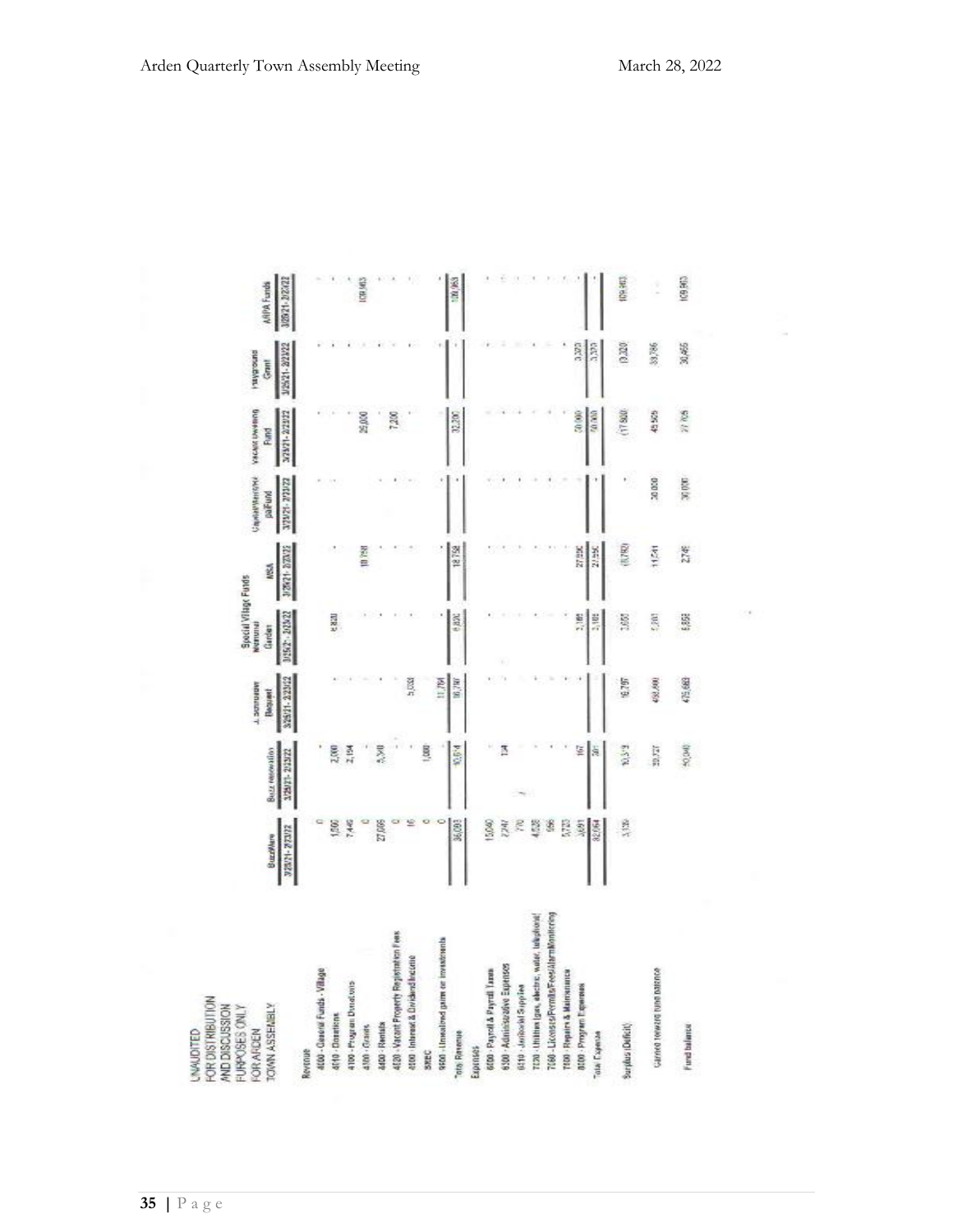UNAUDITED
FOR DISTRIBUTION
AND DISCUSSION
PURPOSES ONLY
FOR ARDEN
TOWN ASSEMBLY

| | BuzzWare | Buzz renovation | J. Schnauer Bequest | Special Village Funds | | Capital/Maintenance Fund | Vacant Dwelling Fund | Playground Grant | ARPA Funds |
|---|---|---|---|---|---|---|---|---|---|
| | | | | Memorial Garden | MSA | | | | |
| | 3/28/21- 2/23/22 | 3/29/21- 2/23/22 | 3/26/21- 2/23/22 | 3/26/21- 2/23/22 | 3/26/21- 2/23/22 | 3/23/21- 2/23/22 | 3/26/21- 2/23/22 | 3/26/21- 2/23/22 | 3/26/21- 2/23/22 |
| **Revenue** | | | | | | | | | |
| 4000 - General Funds - Village | 0 | - | - | - | - | - | - | - | - |
| 4010 - Donations | 1,500 | 2,000 | - | 6,820 | - | - | - | - | - |
| 4100 - Program Donations | 7,488 | 2,164 | - | - | - | - | - | - | - |
| 4300 - Grants | 0 | - | - | - | 18,758 | - | 25,000 | - | 109,963 |
| 4600 - Rentals | 27,089 | 5,350 | - | - | - | - | - | - | - |
| 4620 - Vacant Property Registration Fees | 0 | - | - | - | - | - | 7,200 | - | - |
| 4800 - Interest & Dividend Income | 16 | - | 5,033 | - | - | - | - | - | - |
| SREC | 0 | 1,000 | - | - | - | - | - | - | - |
| 9500 - Unrealized gains on investments | 0 | - | 11,764 | - | - | - | - | - | - |
| Total Revenue | 36,093 | 10,514 | 16,797 | 6,820 | 18,758 | - | 32,200 | - | 109,963 |
| **Expenses** | | | | | | | | | |
| 6000 - Payroll & Payroll Taxes | 15,040 | - | - | - | - | - | - | - | - |
| 6500 - Administrative Expenses | 2,247 | 134 | - | - | - | - | - | - | - |
| 6510 - Janitorial Supplies | 770 | - | - | - | - | - | - | - | - |
| 7020 - Utilities (gas, electric, water, telephone) | 4,528 | - | - | - | - | - | - | - | - |
| 7050 - Licenses/Permits/Fees/Alarm Monitoring | 996 | - | - | - | - | - | - | - | - |
| 7500 - Repairs & Maintenance | 5,723 | - | - | - | - | - | - | - | - |
| 8000 - Program Expenses | 3,691 | 167 | - | 3,165 | 27,550 | - | 50,000 | 3,320 | - |
| Total Expense | 32,954 | 301 | - | 3,165 | 27,550 | - | 50,000 | 3,320 | - |
| Surplus (Deficit) | 3,139 | 10,213 | 16,797 | 3,655 | (8,792) | - | (17,800) | (3,320) | 109,963 |
| Carried forward fund balance | | 39,727 | 462,866 | 2,203 | 11,541 | 30,000 | 45,505 | 33,786 | - |
| Fund balance | | 49,940 | 479,663 | 5,858 | 2,749 | 30,000 | 27,705 | 30,466 | 109,963 |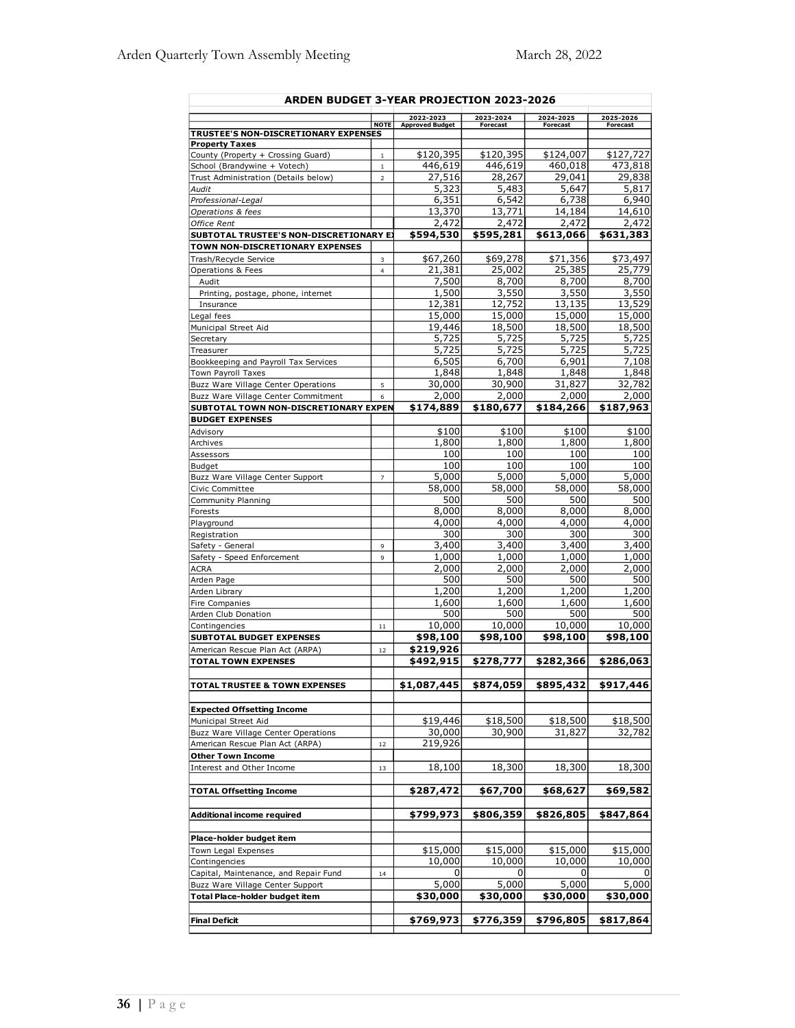| ARDEN BUDGET 3-YEAR PROJECTION 2023-2026 | | | | | |
|---|---|---|---|---|---|
| | NOTE | 2022-2023 Approved Budget | 2023-2024 Forecast | 2024-2025 Forecast | 2025-2026 Forecast |
| **TRUSTEE'S NON-DISCRETIONARY EXPENSES** | | | | | |
| **Property Taxes** | | | | | |
| County (Property + Crossing Guard) | 1 | $120,395 | $120,395 | $124,007 | $127,727 |
| School (Brandywine + Votech) | 1 | 446,619 | 446,619 | 460,018 | 473,818 |
| Trust Administration (Details below) | 2 | 27,516 | 28,267 | 29,041 | 29,838 |
| *Audit* | | 5,323 | 5,483 | 5,647 | 5,817 |
| *Professional-Legal* | | 6,351 | 6,542 | 6,738 | 6,940 |
| *Operations & fees* | | 13,370 | 13,771 | 14,184 | 14,610 |
| *Office Rent* | | 2,472 | 2,472 | 2,472 | 2,472 |
| **SUBTOTAL TRUSTEE'S NON-DISCRETIONARY EXPENSES** | | **$594,530** | **$595,281** | **$613,066** | **$631,383** |
| **TOWN NON-DISCRETIONARY EXPENSES** | | | | | |
| Trash/Recycle Service | 3 | $67,260 | $69,278 | $71,356 | $73,497 |
| Operations & Fees | 4 | 21,381 | 25,002 | 25,385 | 25,779 |
| Audit | | 7,500 | 8,700 | 8,700 | 8,700 |
| Printing, postage, phone, internet | | 1,500 | 3,550 | 3,550 | 3,550 |
| Insurance | | 12,381 | 12,752 | 13,135 | 13,529 |
| Legal fees | | 15,000 | 15,000 | 15,000 | 15,000 |
| Municipal Street Aid | | 19,446 | 18,500 | 18,500 | 18,500 |
| Secretary | | 5,725 | 5,725 | 5,725 | 5,725 |
| Treasurer | | 5,725 | 5,725 | 5,725 | 5,725 |
| Bookkeeping and Payroll Tax Services | | 6,505 | 6,700 | 6,901 | 7,108 |
| Town Payroll Taxes | | 1,848 | 1,848 | 1,848 | 1,848 |
| Buzz Ware Village Center Operations | 5 | 30,000 | 30,900 | 31,827 | 32,782 |
| Buzz Ware Village Center Commitment | 6 | 2,000 | 2,000 | 2,000 | 2,000 |
| **SUBTOTAL TOWN NON-DISCRETIONARY EXPENSES** | | **$174,889** | **$180,677** | **$184,266** | **$187,963** |
| **BUDGET EXPENSES** | | | | | |
| Advisory | | $100 | $100 | $100 | $100 |
| Archives | | 1,800 | 1,800 | 1,800 | 1,800 |
| Assessors | | 100 | 100 | 100 | 100 |
| Budget | | 100 | 100 | 100 | 100 |
| Buzz Ware Village Center Support | 7 | 5,000 | 5,000 | 5,000 | 5,000 |
| Civic Committee | | 58,000 | 58,000 | 58,000 | 58,000 |
| Community Planning | | 500 | 500 | 500 | 500 |
| Forests | | 8,000 | 8,000 | 8,000 | 8,000 |
| Playground | | 4,000 | 4,000 | 4,000 | 4,000 |
| Registration | | 300 | 300 | 300 | 300 |
| Safety - General | 9 | 3,400 | 3,400 | 3,400 | 3,400 |
| Safety - Speed Enforcement | 9 | 1,000 | 1,000 | 1,000 | 1,000 |
| ACRA | | 2,000 | 2,000 | 2,000 | 2,000 |
| Arden Page | | 500 | 500 | 500 | 500 |
| Arden Library | | 1,200 | 1,200 | 1,200 | 1,200 |
| Fire Companies | | 1,600 | 1,600 | 1,600 | 1,600 |
| Arden Club Donation | | 500 | 500 | 500 | 500 |
| Contingencies | 11 | 10,000 | 10,000 | 10,000 | 10,000 |
| **SUBTOTAL BUDGET EXPENSES** | | **$98,100** | **$98,100** | **$98,100** | **$98,100** |
| American Rescue Plan Act (ARPA) | 12 | **$219,926** | | | |
| **TOTAL TOWN EXPENSES** | | **$492,915** | **$278,777** | **$282,366** | **$286,063** |
| | | | | | |
| **TOTAL TRUSTEE & TOWN EXPENSES** | | **$1,087,445** | **$874,059** | **$895,432** | **$917,446** |
| | | | | | |
| **Expected Offsetting Income** | | | | | |
| Municipal Street Aid | | $19,446 | $18,500 | $18,500 | $18,500 |
| Buzz Ware Village Center Operations | | 30,000 | 30,900 | 31,827 | 32,782 |
| American Rescue Plan Act (ARPA) | 12 | 219,926 | | | |
| **Other Town Income** | | | | | |
| Interest and Other Income | 13 | 18,100 | 18,300 | 18,300 | 18,300 |
| | | | | | |
| **TOTAL Offsetting Income** | | **$287,472** | **$67,700** | **$68,627** | **$69,582** |
| | | | | | |
| **Additional income required** | | **$799,973** | **$806,359** | **$826,805** | **$847,864** |
| | | | | | |
| **Place-holder budget item** | | | | | |
| Town Legal Expenses | | $15,000 | $15,000 | $15,000 | $15,000 |
| Contingencies | | 10,000 | 10,000 | 10,000 | 10,000 |
| Capital, Maintenance, and Repair Fund | 14 | 0 | 0 | 0 | 0 |
| Buzz Ware Village Center Support | | 5,000 | 5,000 | 5,000 | 5,000 |
| **Total Place-holder budget item** | | **$30,000** | **$30,000** | **$30,000** | **$30,000** |
| | | | | | |
| **Final Deficit** | | **$769,973** | **$776,359** | **$796,805** | **$817,864** |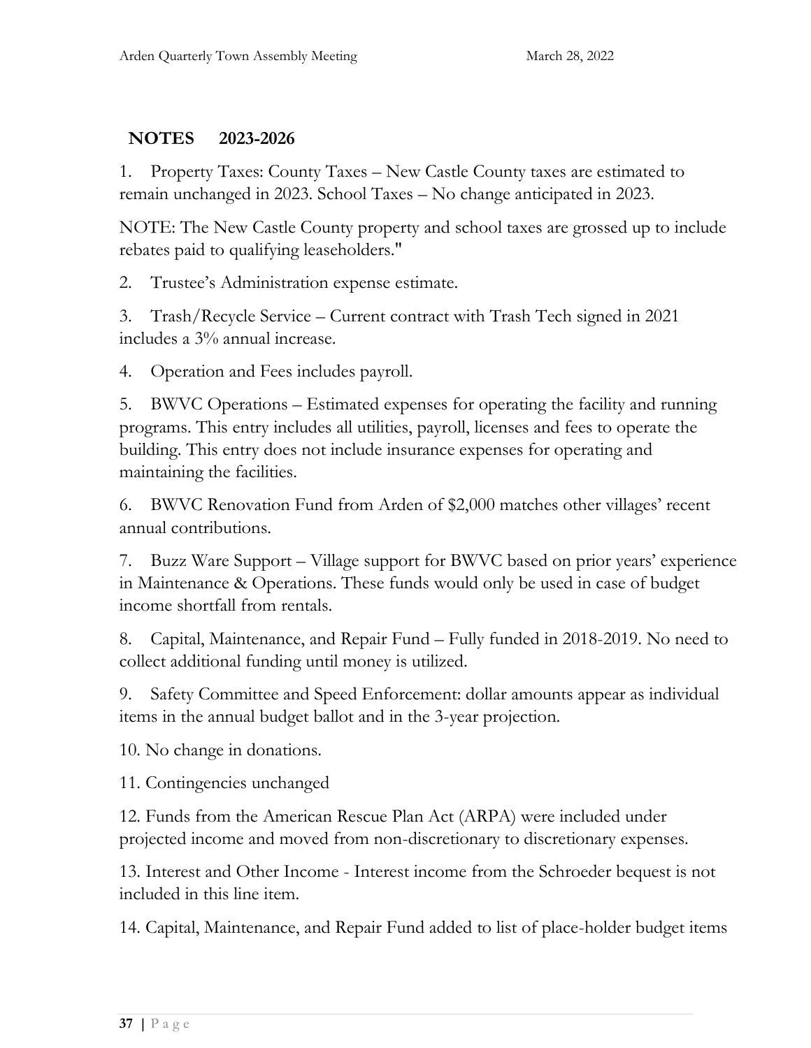## NOTES 2023-2026

1. Property Taxes: County Taxes – New Castle County taxes are estimated to remain unchanged in 2023. School Taxes – No change anticipated in 2023.

NOTE: The New Castle County property and school taxes are grossed up to include rebates paid to qualifying leaseholders."

2. Trustee's Administration expense estimate.

3. Trash/Recycle Service – Current contract with Trash Tech signed in 2021 includes a 3% annual increase.

4. Operation and Fees includes payroll.

5. BWVC Operations – Estimated expenses for operating the facility and running programs. This entry includes all utilities, payroll, licenses and fees to operate the building. This entry does not include insurance expenses for operating and maintaining the facilities.

6. BWVC Renovation Fund from Arden of $2,000 matches other villages' recent annual contributions.

7. Buzz Ware Support – Village support for BWVC based on prior years' experience in Maintenance & Operations. These funds would only be used in case of budget income shortfall from rentals.

8. Capital, Maintenance, and Repair Fund – Fully funded in 2018-2019. No need to collect additional funding until money is utilized.

9. Safety Committee and Speed Enforcement: dollar amounts appear as individual items in the annual budget ballot and in the 3-year projection.

10. No change in donations.

11. Contingencies unchanged

12. Funds from the American Rescue Plan Act (ARPA) were included under projected income and moved from non-discretionary to discretionary expenses.

13. Interest and Other Income - Interest income from the Schroeder bequest is not included in this line item.

14. Capital, Maintenance, and Repair Fund added to list of place-holder budget items